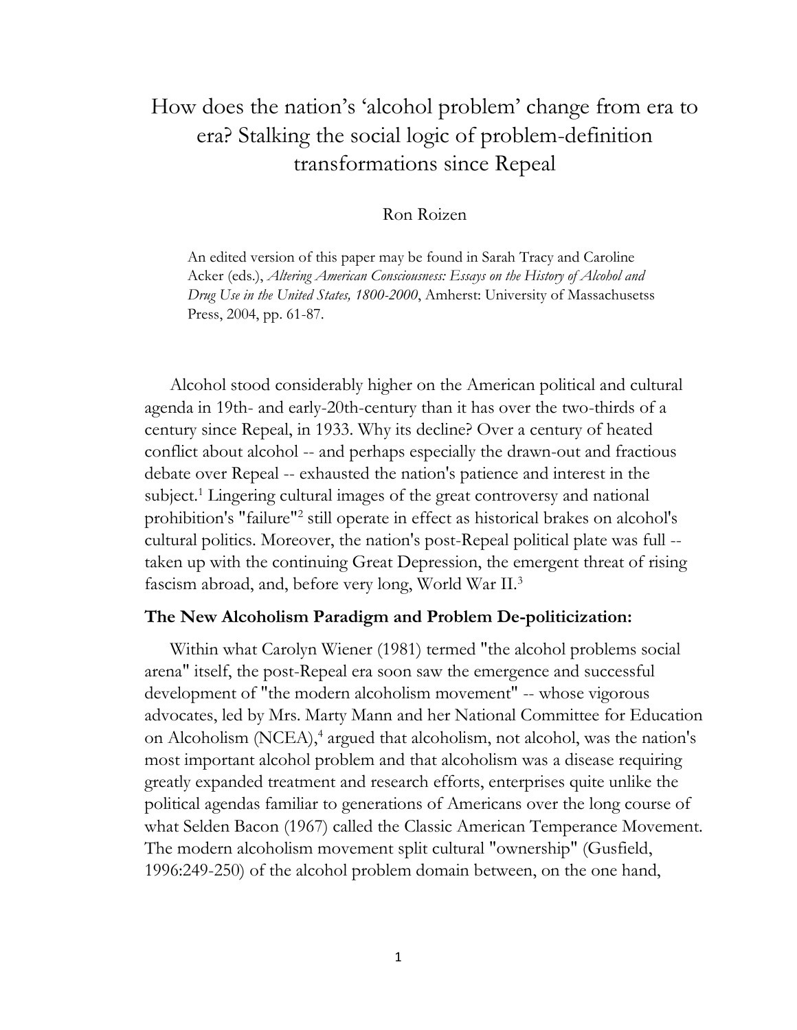# How does the nation's 'alcohol problem' change from era to era? Stalking the social logic of problem-definition transformations since Repeal

Ron Roizen

> An edited version of this paper may be found in Sarah Tracy and Caroline Acker (eds.), *Altering American Consciousness: Essays on the History of Alcohol and Drug Use in the United States, 1800-2000*, Amherst: University of Massachusetss Press, 2004, pp. 61-87.

Alcohol stood considerably higher on the American political and cultural agenda in 19th- and early-20th-century than it has over the two-thirds of a century since Repeal, in 1933. Why its decline? Over a century of heated conflict about alcohol -- and perhaps especially the drawn-out and fractious debate over Repeal -- exhausted the nation's patience and interest in the subject.[1] Lingering cultural images of the great controversy and national prohibition's "failure"[2] still operate in effect as historical brakes on alcohol's cultural politics. Moreover, the nation's post-Repeal political plate was full -- taken up with the continuing Great Depression, the emergent threat of rising fascism abroad, and, before very long, World War II.[3]

**The New Alcoholism Paradigm and Problem De-politicization:**

Within what Carolyn Wiener (1981) termed "the alcohol problems social arena" itself, the post-Repeal era soon saw the emergence and successful development of "the modern alcoholism movement" -- whose vigorous advocates, led by Mrs. Marty Mann and her National Committee for Education on Alcoholism (NCEA),[4] argued that alcoholism, not alcohol, was the nation's most important alcohol problem and that alcoholism was a disease requiring greatly expanded treatment and research efforts, enterprises quite unlike the political agendas familiar to generations of Americans over the long course of what Selden Bacon (1967) called the Classic American Temperance Movement. The modern alcoholism movement split cultural "ownership" (Gusfield, 1996:249-250) of the alcohol problem domain between, on the one hand,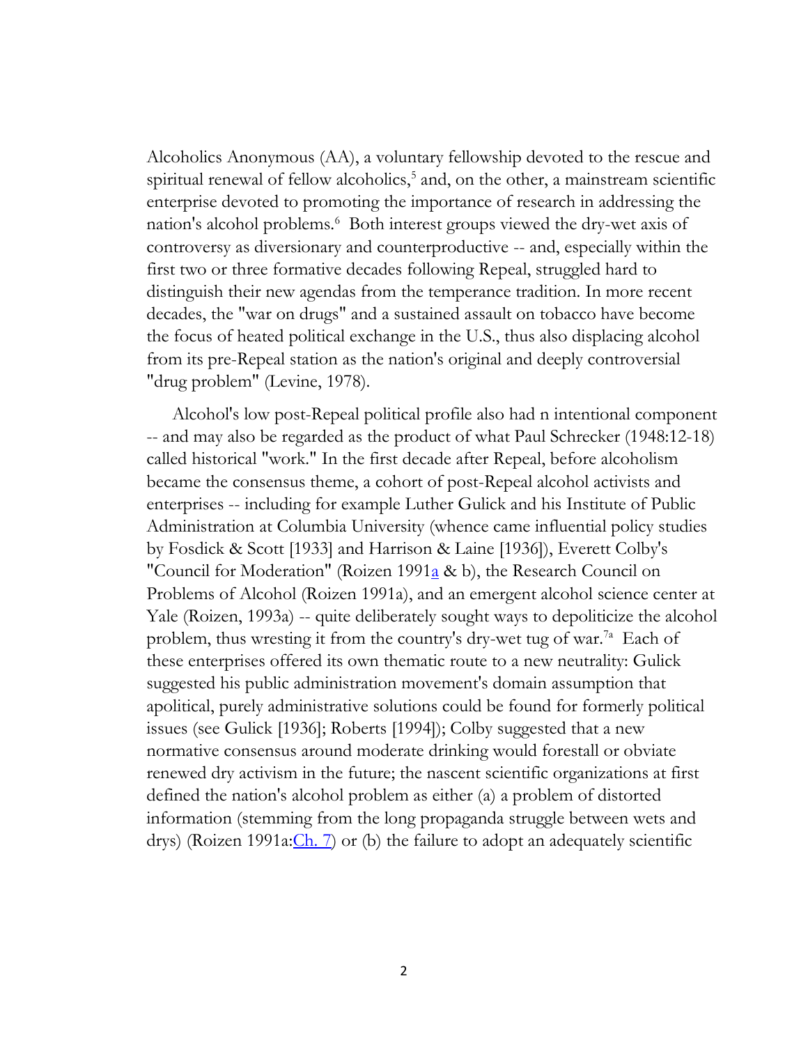Alcoholics Anonymous (AA), a voluntary fellowship devoted to the rescue and spiritual renewal of fellow alcoholics,[5] and, on the other, a mainstream scientific enterprise devoted to promoting the importance of research in addressing the nation's alcohol problems.[6] Both interest groups viewed the dry-wet axis of controversy as diversionary and counterproductive -- and, especially within the first two or three formative decades following Repeal, struggled hard to distinguish their new agendas from the temperance tradition. In more recent decades, the "war on drugs" and a sustained assault on tobacco have become the focus of heated political exchange in the U.S., thus also displacing alcohol from its pre-Repeal station as the nation's original and deeply controversial "drug problem" (Levine, 1978).

Alcohol's low post-Repeal political profile also had n intentional component -- and may also be regarded as the product of what Paul Schrecker (1948:12-18) called historical "work." In the first decade after Repeal, before alcoholism became the consensus theme, a cohort of post-Repeal alcohol activists and enterprises -- including for example Luther Gulick and his Institute of Public Administration at Columbia University (whence came influential policy studies by Fosdick & Scott [1933] and Harrison & Laine [1936]), Everett Colby's "Council for Moderation" (Roizen 1991a & b), the Research Council on Problems of Alcohol (Roizen 1991a), and an emergent alcohol science center at Yale (Roizen, 1993a) -- quite deliberately sought ways to depoliticize the alcohol problem, thus wresting it from the country's dry-wet tug of war.[7a] Each of these enterprises offered its own thematic route to a new neutrality: Gulick suggested his public administration movement's domain assumption that apolitical, purely administrative solutions could be found for formerly political issues (see Gulick [1936]; Roberts [1994]); Colby suggested that a new normative consensus around moderate drinking would forestall or obviate renewed dry activism in the future; the nascent scientific organizations at first defined the nation's alcohol problem as either (a) a problem of distorted information (stemming from the long propaganda struggle between wets and drys) (Roizen 1991a:Ch. 7) or (b) the failure to adopt an adequately scientific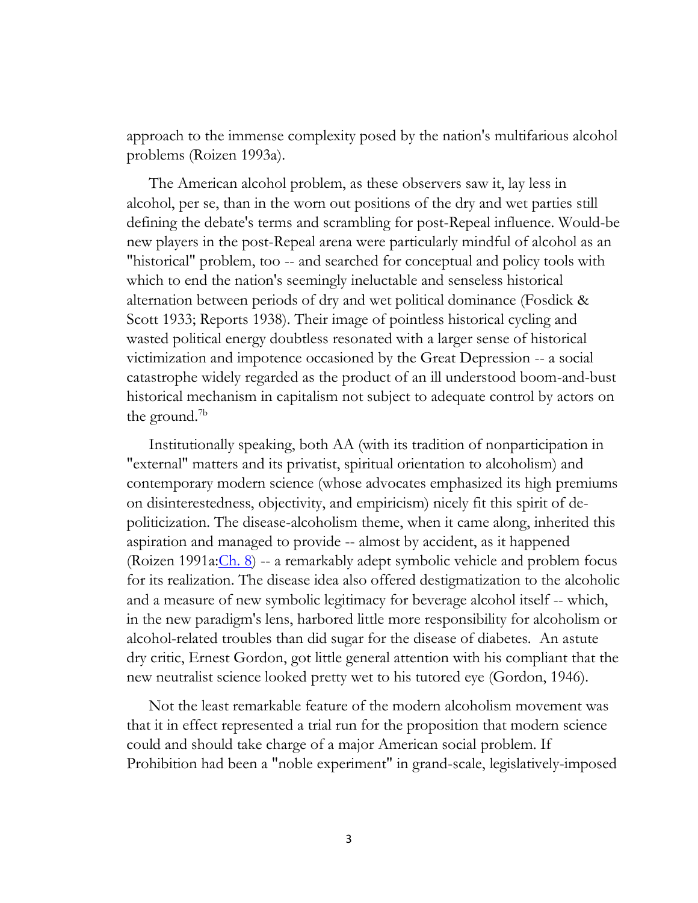approach to the immense complexity posed by the nation's multifarious alcohol problems (Roizen 1993a).

The American alcohol problem, as these observers saw it, lay less in alcohol, per se, than in the worn out positions of the dry and wet parties still defining the debate's terms and scrambling for post-Repeal influence. Would-be new players in the post-Repeal arena were particularly mindful of alcohol as an "historical" problem, too -- and searched for conceptual and policy tools with which to end the nation's seemingly ineluctable and senseless historical alternation between periods of dry and wet political dominance (Fosdick & Scott 1933; Reports 1938). Their image of pointless historical cycling and wasted political energy doubtless resonated with a larger sense of historical victimization and impotence occasioned by the Great Depression -- a social catastrophe widely regarded as the product of an ill understood boom-and-bust historical mechanism in capitalism not subject to adequate control by actors on the ground.[7b]

Institutionally speaking, both AA (with its tradition of nonparticipation in "external" matters and its privatist, spiritual orientation to alcoholism) and contemporary modern science (whose advocates emphasized its high premiums on disinterestedness, objectivity, and empiricism) nicely fit this spirit of de-politicization. The disease-alcoholism theme, when it came along, inherited this aspiration and managed to provide -- almost by accident, as it happened (Roizen 1991a:Ch. 8) -- a remarkably adept symbolic vehicle and problem focus for its realization. The disease idea also offered destigmatization to the alcoholic and a measure of new symbolic legitimacy for beverage alcohol itself -- which, in the new paradigm's lens, harbored little more responsibility for alcoholism or alcohol-related troubles than did sugar for the disease of diabetes. An astute dry critic, Ernest Gordon, got little general attention with his compliant that the new neutralist science looked pretty wet to his tutored eye (Gordon, 1946).

Not the least remarkable feature of the modern alcoholism movement was that it in effect represented a trial run for the proposition that modern science could and should take charge of a major American social problem. If Prohibition had been a "noble experiment" in grand-scale, legislatively-imposed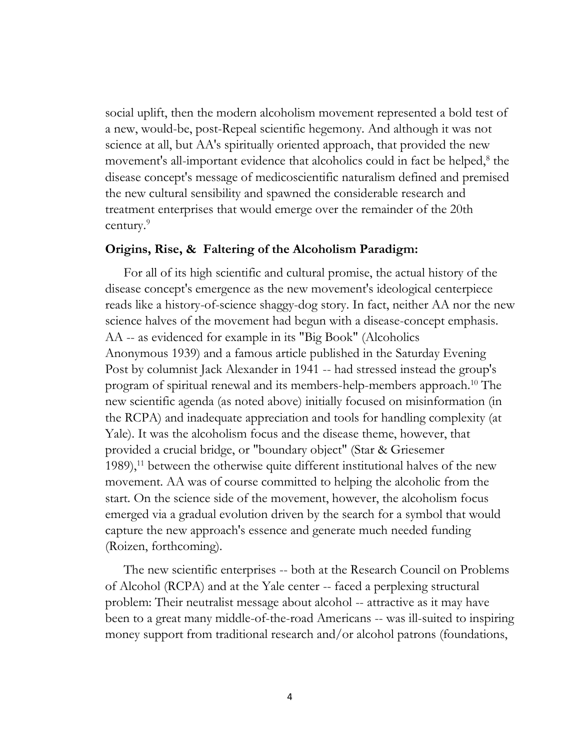social uplift, then the modern alcoholism movement represented a bold test of a new, would-be, post-Repeal scientific hegemony. And although it was not science at all, but AA's spiritually oriented approach, that provided the new movement's all-important evidence that alcoholics could in fact be helped,[8] the disease concept's message of medicoscientific naturalism defined and premised the new cultural sensibility and spawned the considerable research and treatment enterprises that would emerge over the remainder of the 20th century.[9]

**Origins, Rise, & Faltering of the Alcoholism Paradigm:**

For all of its high scientific and cultural promise, the actual history of the disease concept's emergence as the new movement's ideological centerpiece reads like a history-of-science shaggy-dog story. In fact, neither AA nor the new science halves of the movement had begun with a disease-concept emphasis. AA -- as evidenced for example in its "Big Book" (Alcoholics Anonymous 1939) and a famous article published in the Saturday Evening Post by columnist Jack Alexander in 1941 -- had stressed instead the group's program of spiritual renewal and its members-help-members approach.[10] The new scientific agenda (as noted above) initially focused on misinformation (in the RCPA) and inadequate appreciation and tools for handling complexity (at Yale). It was the alcoholism focus and the disease theme, however, that provided a crucial bridge, or "boundary object" (Star & Griesemer 1989),[11] between the otherwise quite different institutional halves of the new movement. AA was of course committed to helping the alcoholic from the start. On the science side of the movement, however, the alcoholism focus emerged via a gradual evolution driven by the search for a symbol that would capture the new approach's essence and generate much needed funding (Roizen, forthcoming).

The new scientific enterprises -- both at the Research Council on Problems of Alcohol (RCPA) and at the Yale center -- faced a perplexing structural problem: Their neutralist message about alcohol -- attractive as it may have been to a great many middle-of-the-road Americans -- was ill-suited to inspiring money support from traditional research and/or alcohol patrons (foundations,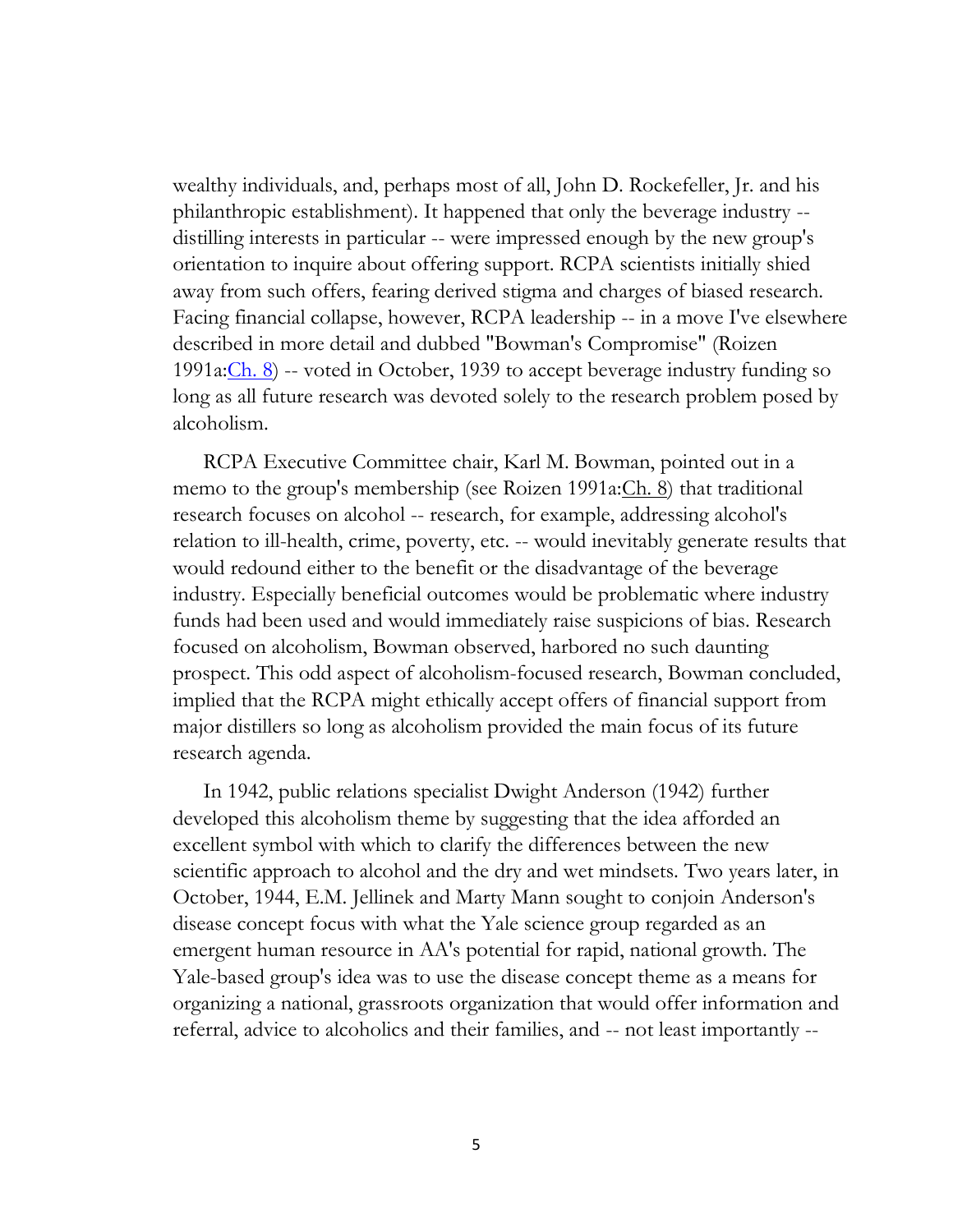wealthy individuals, and, perhaps most of all, John D. Rockefeller, Jr. and his philanthropic establishment). It happened that only the beverage industry -- distilling interests in particular -- were impressed enough by the new group's orientation to inquire about offering support. RCPA scientists initially shied away from such offers, fearing derived stigma and charges of biased research. Facing financial collapse, however, RCPA leadership -- in a move I've elsewhere described in more detail and dubbed "Bowman's Compromise" (Roizen 1991a:[Ch. 8]) -- voted in October, 1939 to accept beverage industry funding so long as all future research was devoted solely to the research problem posed by alcoholism.

RCPA Executive Committee chair, Karl M. Bowman, pointed out in a memo to the group's membership (see Roizen 1991a:Ch. 8) that traditional research focuses on alcohol -- research, for example, addressing alcohol's relation to ill-health, crime, poverty, etc. -- would inevitably generate results that would redound either to the benefit or the disadvantage of the beverage industry. Especially beneficial outcomes would be problematic where industry funds had been used and would immediately raise suspicions of bias. Research focused on alcoholism, Bowman observed, harbored no such daunting prospect. This odd aspect of alcoholism-focused research, Bowman concluded, implied that the RCPA might ethically accept offers of financial support from major distillers so long as alcoholism provided the main focus of its future research agenda.

In 1942, public relations specialist Dwight Anderson (1942) further developed this alcoholism theme by suggesting that the idea afforded an excellent symbol with which to clarify the differences between the new scientific approach to alcohol and the dry and wet mindsets. Two years later, in October, 1944, E.M. Jellinek and Marty Mann sought to conjoin Anderson's disease concept focus with what the Yale science group regarded as an emergent human resource in AA's potential for rapid, national growth. The Yale-based group's idea was to use the disease concept theme as a means for organizing a national, grassroots organization that would offer information and referral, advice to alcoholics and their families, and -- not least importantly --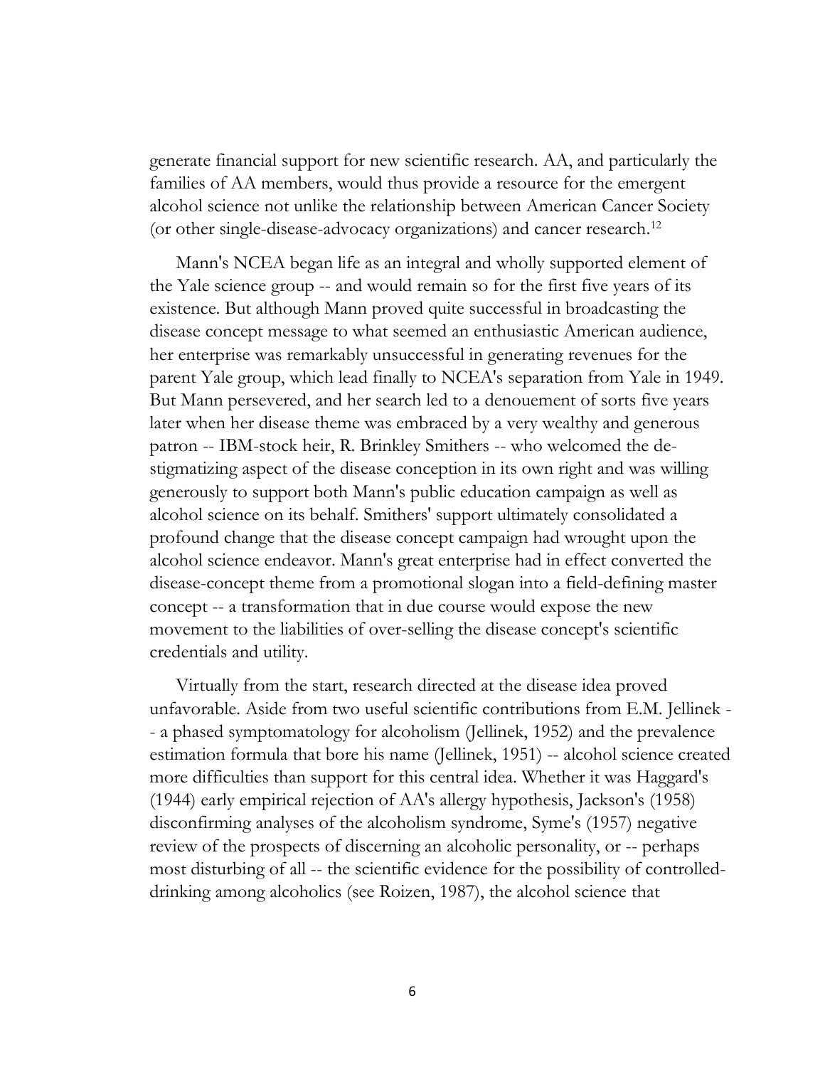generate financial support for new scientific research. AA, and particularly the families of AA members, would thus provide a resource for the emergent alcohol science not unlike the relationship between American Cancer Society (or other single-disease-advocacy organizations) and cancer research.[12]

Mann's NCEA began life as an integral and wholly supported element of the Yale science group -- and would remain so for the first five years of its existence. But although Mann proved quite successful in broadcasting the disease concept message to what seemed an enthusiastic American audience, her enterprise was remarkably unsuccessful in generating revenues for the parent Yale group, which lead finally to NCEA's separation from Yale in 1949. But Mann persevered, and her search led to a denouement of sorts five years later when her disease theme was embraced by a very wealthy and generous patron -- IBM-stock heir, R. Brinkley Smithers -- who welcomed the de-stigmatizing aspect of the disease conception in its own right and was willing generously to support both Mann's public education campaign as well as alcohol science on its behalf. Smithers' support ultimately consolidated a profound change that the disease concept campaign had wrought upon the alcohol science endeavor. Mann's great enterprise had in effect converted the disease-concept theme from a promotional slogan into a field-defining master concept -- a transformation that in due course would expose the new movement to the liabilities of over-selling the disease concept's scientific credentials and utility.

Virtually from the start, research directed at the disease idea proved unfavorable. Aside from two useful scientific contributions from E.M. Jellinek -- a phased symptomatology for alcoholism (Jellinek, 1952) and the prevalence estimation formula that bore his name (Jellinek, 1951) -- alcohol science created more difficulties than support for this central idea. Whether it was Haggard's (1944) early empirical rejection of AA's allergy hypothesis, Jackson's (1958) disconfirming analyses of the alcoholism syndrome, Syme's (1957) negative review of the prospects of discerning an alcoholic personality, or -- perhaps most disturbing of all -- the scientific evidence for the possibility of controlled-drinking among alcoholics (see Roizen, 1987), the alcohol science that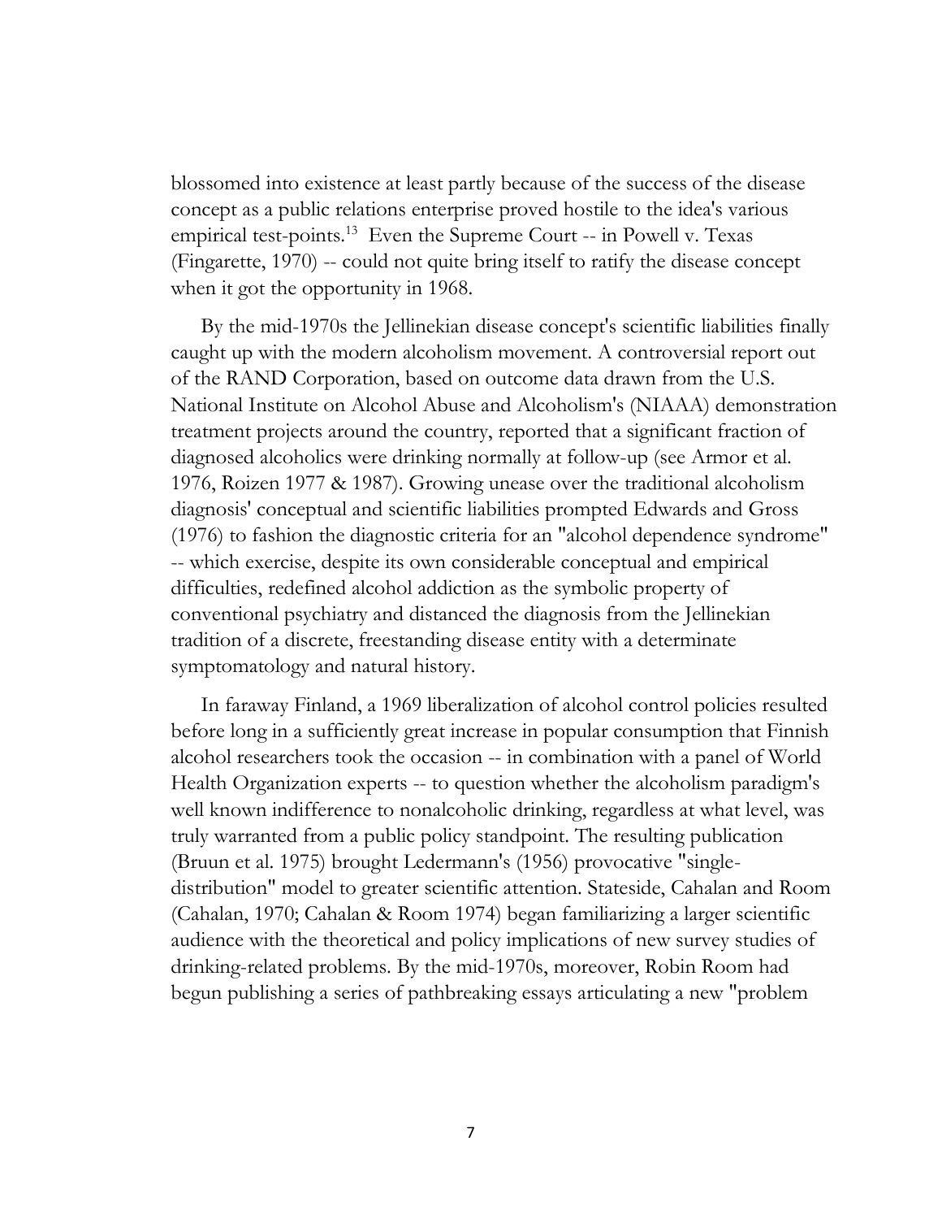blossomed into existence at least partly because of the success of the disease concept as a public relations enterprise proved hostile to the idea's various empirical test-points.[13] Even the Supreme Court -- in Powell v. Texas (Fingarette, 1970) -- could not quite bring itself to ratify the disease concept when it got the opportunity in 1968.

By the mid-1970s the Jellinekian disease concept's scientific liabilities finally caught up with the modern alcoholism movement. A controversial report out of the RAND Corporation, based on outcome data drawn from the U.S. National Institute on Alcohol Abuse and Alcoholism's (NIAAA) demonstration treatment projects around the country, reported that a significant fraction of diagnosed alcoholics were drinking normally at follow-up (see Armor et al. 1976, Roizen 1977 & 1987). Growing unease over the traditional alcoholism diagnosis' conceptual and scientific liabilities prompted Edwards and Gross (1976) to fashion the diagnostic criteria for an "alcohol dependence syndrome" -- which exercise, despite its own considerable conceptual and empirical difficulties, redefined alcohol addiction as the symbolic property of conventional psychiatry and distanced the diagnosis from the Jellinekian tradition of a discrete, freestanding disease entity with a determinate symptomatology and natural history.

In faraway Finland, a 1969 liberalization of alcohol control policies resulted before long in a sufficiently great increase in popular consumption that Finnish alcohol researchers took the occasion -- in combination with a panel of World Health Organization experts -- to question whether the alcoholism paradigm's well known indifference to nonalcoholic drinking, regardless at what level, was truly warranted from a public policy standpoint. The resulting publication (Bruun et al. 1975) brought Ledermann's (1956) provocative "single-distribution" model to greater scientific attention. Stateside, Cahalan and Room (Cahalan, 1970; Cahalan & Room 1974) began familiarizing a larger scientific audience with the theoretical and policy implications of new survey studies of drinking-related problems. By the mid-1970s, moreover, Robin Room had begun publishing a series of pathbreaking essays articulating a new "problem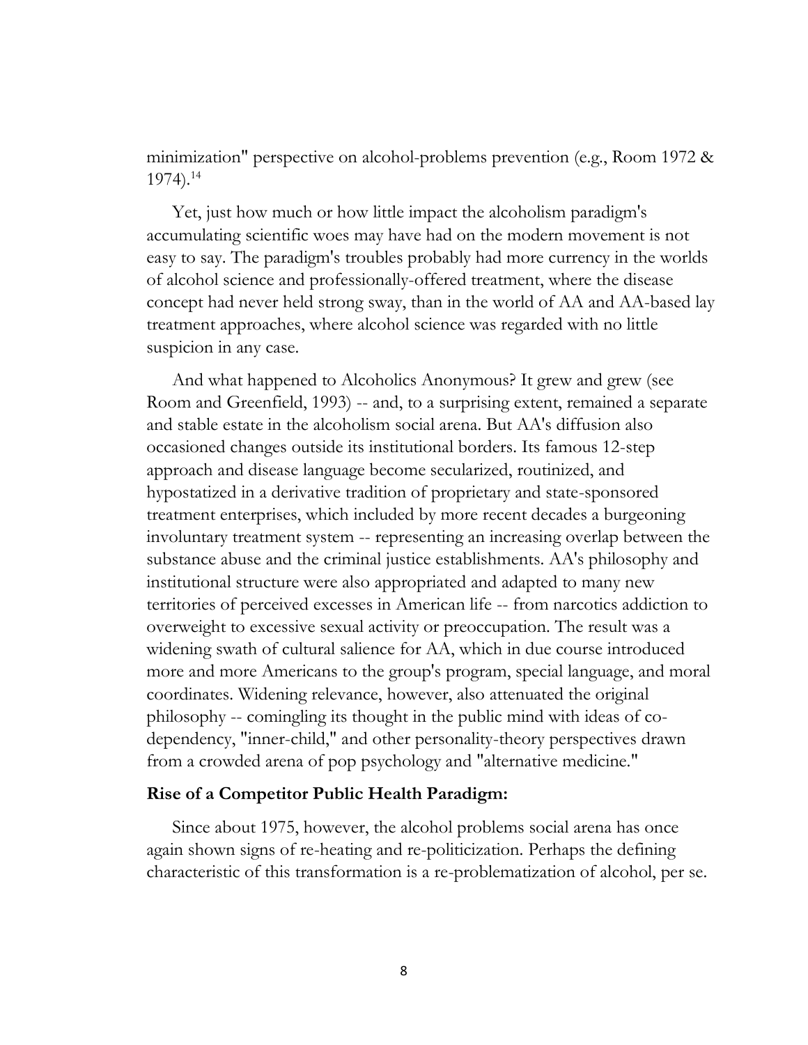minimization" perspective on alcohol-problems prevention (e.g., Room 1972 & 1974).[14]

Yet, just how much or how little impact the alcoholism paradigm's accumulating scientific woes may have had on the modern movement is not easy to say. The paradigm's troubles probably had more currency in the worlds of alcohol science and professionally-offered treatment, where the disease concept had never held strong sway, than in the world of AA and AA-based lay treatment approaches, where alcohol science was regarded with no little suspicion in any case.

And what happened to Alcoholics Anonymous? It grew and grew (see Room and Greenfield, 1993) -- and, to a surprising extent, remained a separate and stable estate in the alcoholism social arena. But AA's diffusion also occasioned changes outside its institutional borders. Its famous 12-step approach and disease language become secularized, routinized, and hypostatized in a derivative tradition of proprietary and state-sponsored treatment enterprises, which included by more recent decades a burgeoning involuntary treatment system -- representing an increasing overlap between the substance abuse and the criminal justice establishments. AA's philosophy and institutional structure were also appropriated and adapted to many new territories of perceived excesses in American life -- from narcotics addiction to overweight to excessive sexual activity or preoccupation. The result was a widening swath of cultural salience for AA, which in due course introduced more and more Americans to the group's program, special language, and moral coordinates. Widening relevance, however, also attenuated the original philosophy -- comingling its thought in the public mind with ideas of co-dependency, "inner-child," and other personality-theory perspectives drawn from a crowded arena of pop psychology and "alternative medicine."

**Rise of a Competitor Public Health Paradigm:**

Since about 1975, however, the alcohol problems social arena has once again shown signs of re-heating and re-politicization. Perhaps the defining characteristic of this transformation is a re-problematization of alcohol, per se.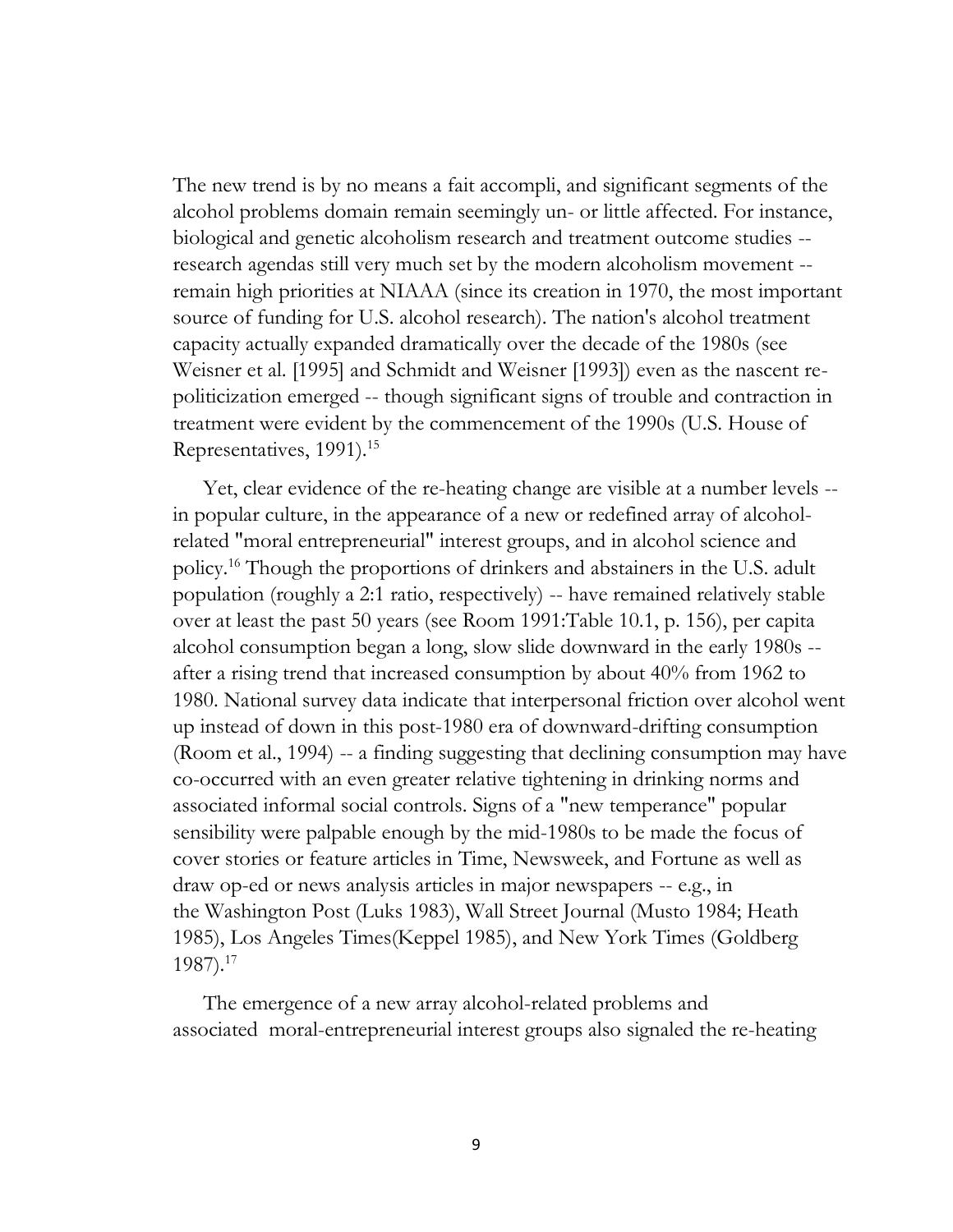The new trend is by no means a fait accompli, and significant segments of the alcohol problems domain remain seemingly un- or little affected. For instance, biological and genetic alcoholism research and treatment outcome studies -- research agendas still very much set by the modern alcoholism movement -- remain high priorities at NIAAA (since its creation in 1970, the most important source of funding for U.S. alcohol research). The nation's alcohol treatment capacity actually expanded dramatically over the decade of the 1980s (see Weisner et al. [1995] and Schmidt and Weisner [1993]) even as the nascent re-politicization emerged -- though significant signs of trouble and contraction in treatment were evident by the commencement of the 1990s (U.S. House of Representatives, 1991).[15]

Yet, clear evidence of the re-heating change are visible at a number levels -- in popular culture, in the appearance of a new or redefined array of alcohol-related "moral entrepreneurial" interest groups, and in alcohol science and policy.[16] Though the proportions of drinkers and abstainers in the U.S. adult population (roughly a 2:1 ratio, respectively) -- have remained relatively stable over at least the past 50 years (see Room 1991:Table 10.1, p. 156), per capita alcohol consumption began a long, slow slide downward in the early 1980s -- after a rising trend that increased consumption by about 40% from 1962 to 1980. National survey data indicate that interpersonal friction over alcohol went up instead of down in this post-1980 era of downward-drifting consumption (Room et al., 1994) -- a finding suggesting that declining consumption may have co-occurred with an even greater relative tightening in drinking norms and associated informal social controls. Signs of a "new temperance" popular sensibility were palpable enough by the mid-1980s to be made the focus of cover stories or feature articles in Time, Newsweek, and Fortune as well as draw op-ed or news analysis articles in major newspapers -- e.g., in the Washington Post (Luks 1983), Wall Street Journal (Musto 1984; Heath 1985), Los Angeles Times(Keppel 1985), and New York Times (Goldberg 1987).[17]

The emergence of a new array alcohol-related problems and associated moral-entrepreneurial interest groups also signaled the re-heating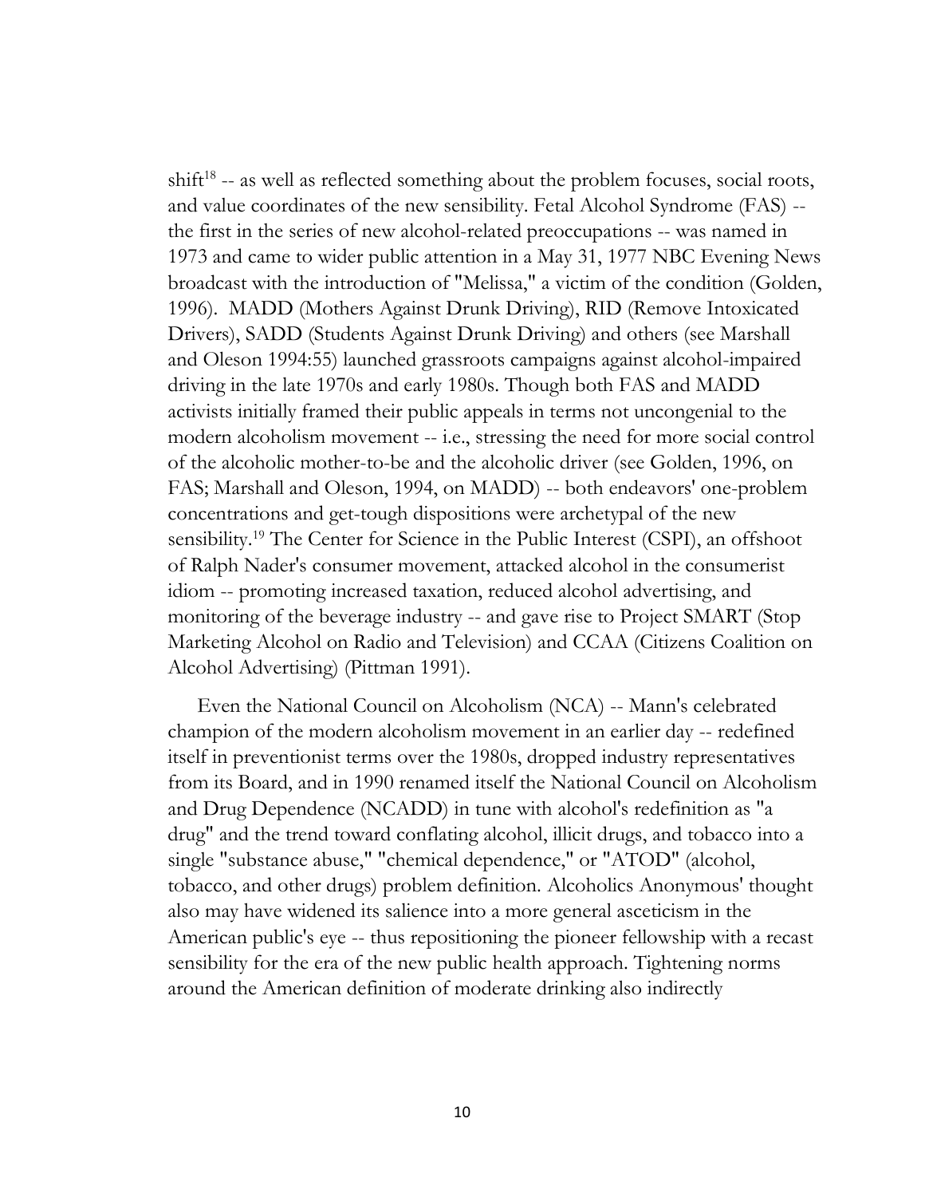shift[18] -- as well as reflected something about the problem focuses, social roots, and value coordinates of the new sensibility. Fetal Alcohol Syndrome (FAS) -- the first in the series of new alcohol-related preoccupations -- was named in 1973 and came to wider public attention in a May 31, 1977 NBC Evening News broadcast with the introduction of "Melissa," a victim of the condition (Golden, 1996). MADD (Mothers Against Drunk Driving), RID (Remove Intoxicated Drivers), SADD (Students Against Drunk Driving) and others (see Marshall and Oleson 1994:55) launched grassroots campaigns against alcohol-impaired driving in the late 1970s and early 1980s. Though both FAS and MADD activists initially framed their public appeals in terms not uncongenial to the modern alcoholism movement -- i.e., stressing the need for more social control of the alcoholic mother-to-be and the alcoholic driver (see Golden, 1996, on FAS; Marshall and Oleson, 1994, on MADD) -- both endeavors' one-problem concentrations and get-tough dispositions were archetypal of the new sensibility.[19] The Center for Science in the Public Interest (CSPI), an offshoot of Ralph Nader's consumer movement, attacked alcohol in the consumerist idiom -- promoting increased taxation, reduced alcohol advertising, and monitoring of the beverage industry -- and gave rise to Project SMART (Stop Marketing Alcohol on Radio and Television) and CCAA (Citizens Coalition on Alcohol Advertising) (Pittman 1991).

Even the National Council on Alcoholism (NCA) -- Mann's celebrated champion of the modern alcoholism movement in an earlier day -- redefined itself in preventionist terms over the 1980s, dropped industry representatives from its Board, and in 1990 renamed itself the National Council on Alcoholism and Drug Dependence (NCADD) in tune with alcohol's redefinition as "a drug" and the trend toward conflating alcohol, illicit drugs, and tobacco into a single "substance abuse," "chemical dependence," or "ATOD" (alcohol, tobacco, and other drugs) problem definition. Alcoholics Anonymous' thought also may have widened its salience into a more general asceticism in the American public's eye -- thus repositioning the pioneer fellowship with a recast sensibility for the era of the new public health approach. Tightening norms around the American definition of moderate drinking also indirectly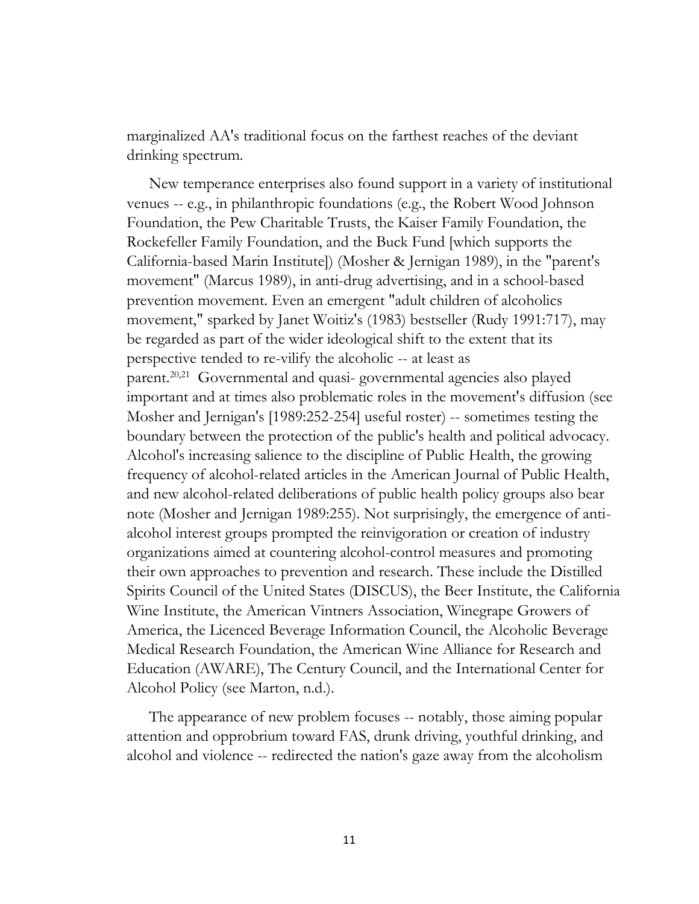marginalized AA's traditional focus on the farthest reaches of the deviant drinking spectrum.

New temperance enterprises also found support in a variety of institutional venues -- e.g., in philanthropic foundations (e.g., the Robert Wood Johnson Foundation, the Pew Charitable Trusts, the Kaiser Family Foundation, the Rockefeller Family Foundation, and the Buck Fund [which supports the California-based Marin Institute]) (Mosher & Jernigan 1989), in the "parent's movement" (Marcus 1989), in anti-drug advertising, and in a school-based prevention movement. Even an emergent "adult children of alcoholics movement," sparked by Janet Woitiz's (1983) bestseller (Rudy 1991:717), may be regarded as part of the wider ideological shift to the extent that its perspective tended to re-vilify the alcoholic -- at least as parent.[20,21] Governmental and quasi- governmental agencies also played important and at times also problematic roles in the movement's diffusion (see Mosher and Jernigan's [1989:252-254] useful roster) -- sometimes testing the boundary between the protection of the public's health and political advocacy. Alcohol's increasing salience to the discipline of Public Health, the growing frequency of alcohol-related articles in the American Journal of Public Health, and new alcohol-related deliberations of public health policy groups also bear note (Mosher and Jernigan 1989:255). Not surprisingly, the emergence of anti-alcohol interest groups prompted the reinvigoration or creation of industry organizations aimed at countering alcohol-control measures and promoting their own approaches to prevention and research. These include the Distilled Spirits Council of the United States (DISCUS), the Beer Institute, the California Wine Institute, the American Vintners Association, Winegrape Growers of America, the Licenced Beverage Information Council, the Alcoholic Beverage Medical Research Foundation, the American Wine Alliance for Research and Education (AWARE), The Century Council, and the International Center for Alcohol Policy (see Marton, n.d.).

The appearance of new problem focuses -- notably, those aiming popular attention and opprobrium toward FAS, drunk driving, youthful drinking, and alcohol and violence -- redirected the nation's gaze away from the alcoholism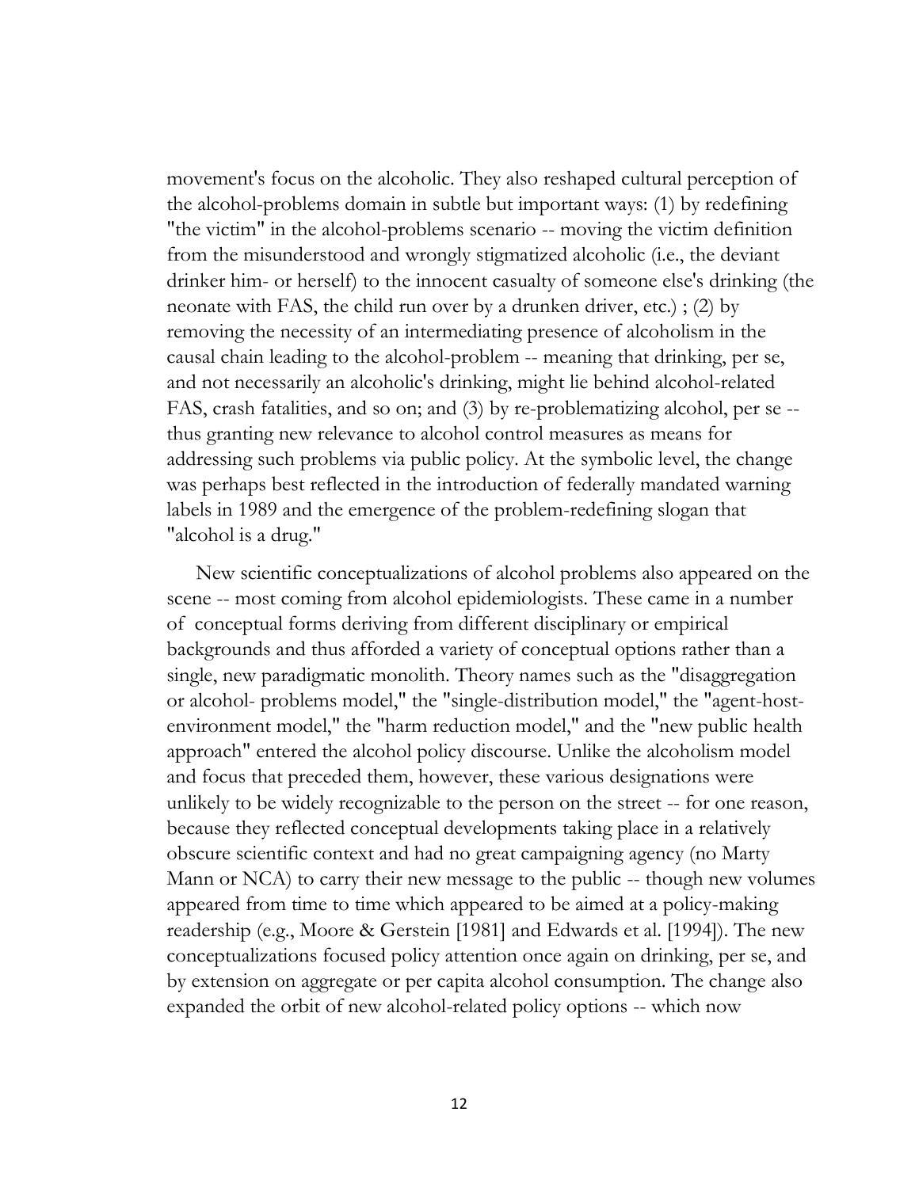movement's focus on the alcoholic. They also reshaped cultural perception of the alcohol-problems domain in subtle but important ways: (1) by redefining "the victim" in the alcohol-problems scenario -- moving the victim definition from the misunderstood and wrongly stigmatized alcoholic (i.e., the deviant drinker him- or herself) to the innocent casualty of someone else's drinking (the neonate with FAS, the child run over by a drunken driver, etc.) ; (2) by removing the necessity of an intermediating presence of alcoholism in the causal chain leading to the alcohol-problem -- meaning that drinking, per se, and not necessarily an alcoholic's drinking, might lie behind alcohol-related FAS, crash fatalities, and so on; and (3) by re-problematizing alcohol, per se -- thus granting new relevance to alcohol control measures as means for addressing such problems via public policy. At the symbolic level, the change was perhaps best reflected in the introduction of federally mandated warning labels in 1989 and the emergence of the problem-redefining slogan that "alcohol is a drug."

New scientific conceptualizations of alcohol problems also appeared on the scene -- most coming from alcohol epidemiologists. These came in a number of conceptual forms deriving from different disciplinary or empirical backgrounds and thus afforded a variety of conceptual options rather than a single, new paradigmatic monolith. Theory names such as the "disaggregation or alcohol- problems model," the "single-distribution model," the "agent-host-environment model," the "harm reduction model," and the "new public health approach" entered the alcohol policy discourse. Unlike the alcoholism model and focus that preceded them, however, these various designations were unlikely to be widely recognizable to the person on the street -- for one reason, because they reflected conceptual developments taking place in a relatively obscure scientific context and had no great campaigning agency (no Marty Mann or NCA) to carry their new message to the public -- though new volumes appeared from time to time which appeared to be aimed at a policy-making readership (e.g., Moore & Gerstein [1981] and Edwards et al. [1994]). The new conceptualizations focused policy attention once again on drinking, per se, and by extension on aggregate or per capita alcohol consumption. The change also expanded the orbit of new alcohol-related policy options -- which now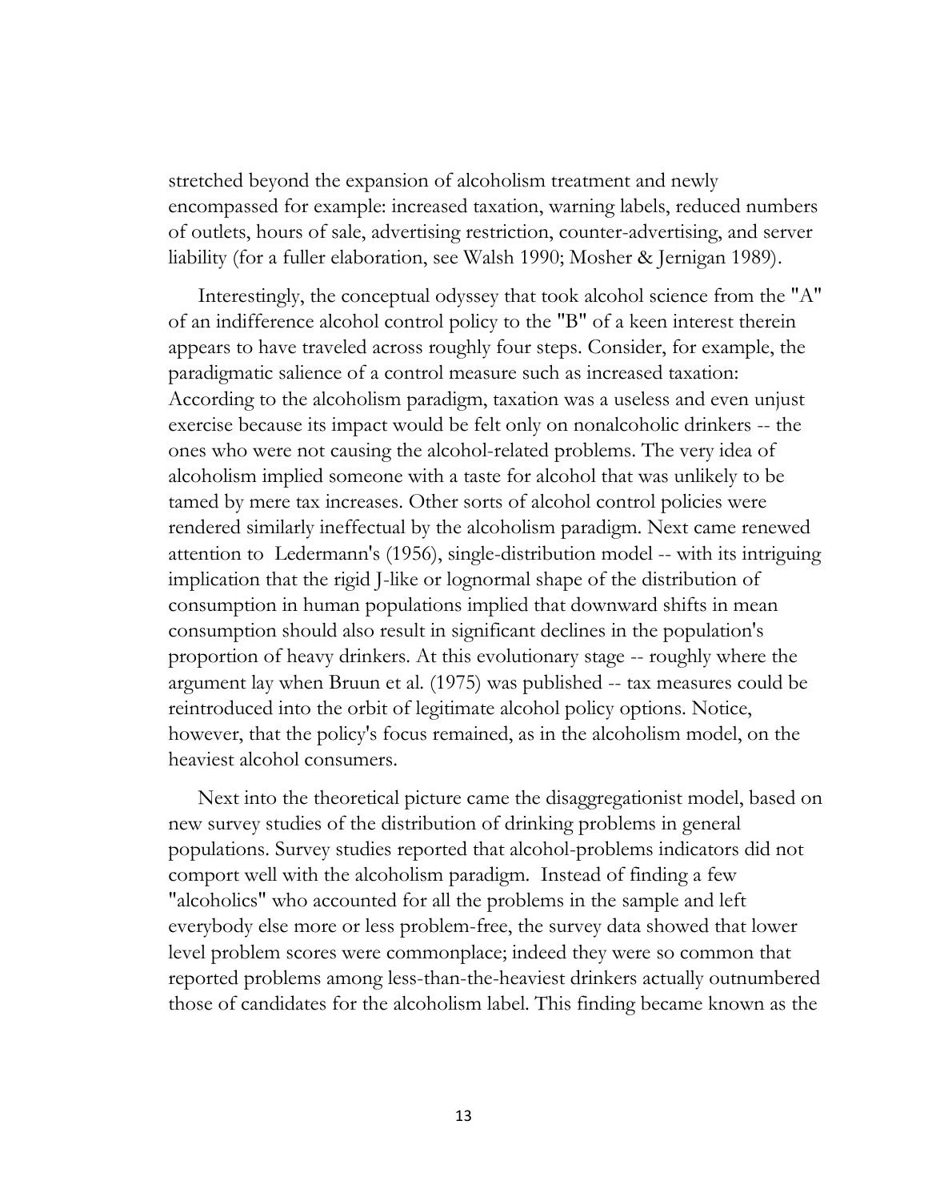stretched beyond the expansion of alcoholism treatment and newly encompassed for example: increased taxation, warning labels, reduced numbers of outlets, hours of sale, advertising restriction, counter-advertising, and server liability (for a fuller elaboration, see Walsh 1990; Mosher & Jernigan 1989).

Interestingly, the conceptual odyssey that took alcohol science from the "A" of an indifference alcohol control policy to the "B" of a keen interest therein appears to have traveled across roughly four steps. Consider, for example, the paradigmatic salience of a control measure such as increased taxation: According to the alcoholism paradigm, taxation was a useless and even unjust exercise because its impact would be felt only on nonalcoholic drinkers -- the ones who were not causing the alcohol-related problems. The very idea of alcoholism implied someone with a taste for alcohol that was unlikely to be tamed by mere tax increases. Other sorts of alcohol control policies were rendered similarly ineffectual by the alcoholism paradigm. Next came renewed attention to Ledermann's (1956), single-distribution model -- with its intriguing implication that the rigid J-like or lognormal shape of the distribution of consumption in human populations implied that downward shifts in mean consumption should also result in significant declines in the population's proportion of heavy drinkers. At this evolutionary stage -- roughly where the argument lay when Bruun et al. (1975) was published -- tax measures could be reintroduced into the orbit of legitimate alcohol policy options. Notice, however, that the policy's focus remained, as in the alcoholism model, on the heaviest alcohol consumers.

Next into the theoretical picture came the disaggregationist model, based on new survey studies of the distribution of drinking problems in general populations. Survey studies reported that alcohol-problems indicators did not comport well with the alcoholism paradigm. Instead of finding a few "alcoholics" who accounted for all the problems in the sample and left everybody else more or less problem-free, the survey data showed that lower level problem scores were commonplace; indeed they were so common that reported problems among less-than-the-heaviest drinkers actually outnumbered those of candidates for the alcoholism label. This finding became known as the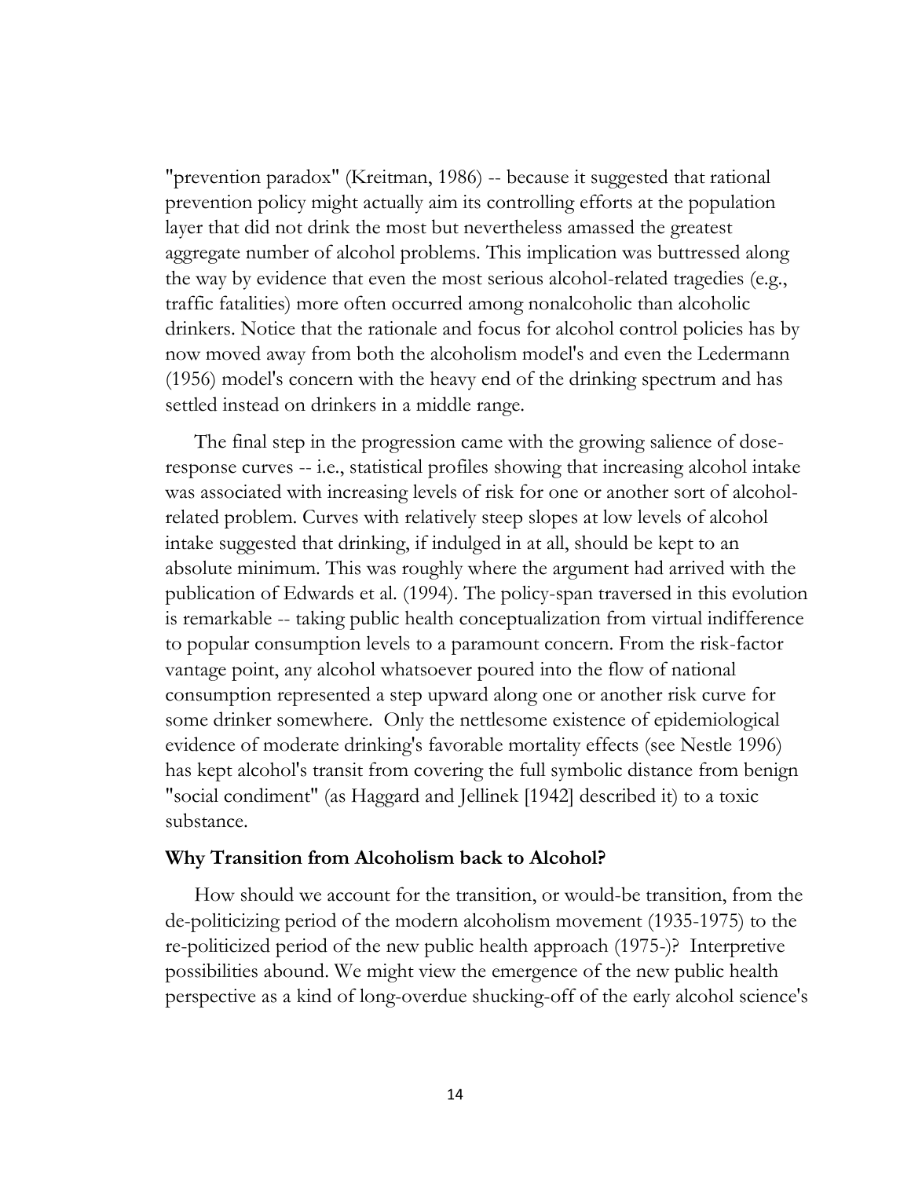"prevention paradox" (Kreitman, 1986) -- because it suggested that rational prevention policy might actually aim its controlling efforts at the population layer that did not drink the most but nevertheless amassed the greatest aggregate number of alcohol problems. This implication was buttressed along the way by evidence that even the most serious alcohol-related tragedies (e.g., traffic fatalities) more often occurred among nonalcoholic than alcoholic drinkers. Notice that the rationale and focus for alcohol control policies has by now moved away from both the alcoholism model's and even the Ledermann (1956) model's concern with the heavy end of the drinking spectrum and has settled instead on drinkers in a middle range.

The final step in the progression came with the growing salience of dose-response curves -- i.e., statistical profiles showing that increasing alcohol intake was associated with increasing levels of risk for one or another sort of alcohol-related problem. Curves with relatively steep slopes at low levels of alcohol intake suggested that drinking, if indulged in at all, should be kept to an absolute minimum. This was roughly where the argument had arrived with the publication of Edwards et al. (1994). The policy-span traversed in this evolution is remarkable -- taking public health conceptualization from virtual indifference to popular consumption levels to a paramount concern. From the risk-factor vantage point, any alcohol whatsoever poured into the flow of national consumption represented a step upward along one or another risk curve for some drinker somewhere. Only the nettlesome existence of epidemiological evidence of moderate drinking's favorable mortality effects (see Nestle 1996) has kept alcohol's transit from covering the full symbolic distance from benign "social condiment" (as Haggard and Jellinek [1942] described it) to a toxic substance.

## Why Transition from Alcoholism back to Alcohol?

How should we account for the transition, or would-be transition, from the de-politicizing period of the modern alcoholism movement (1935-1975) to the re-politicized period of the new public health approach (1975-)? Interpretive possibilities abound. We might view the emergence of the new public health perspective as a kind of long-overdue shucking-off of the early alcohol science's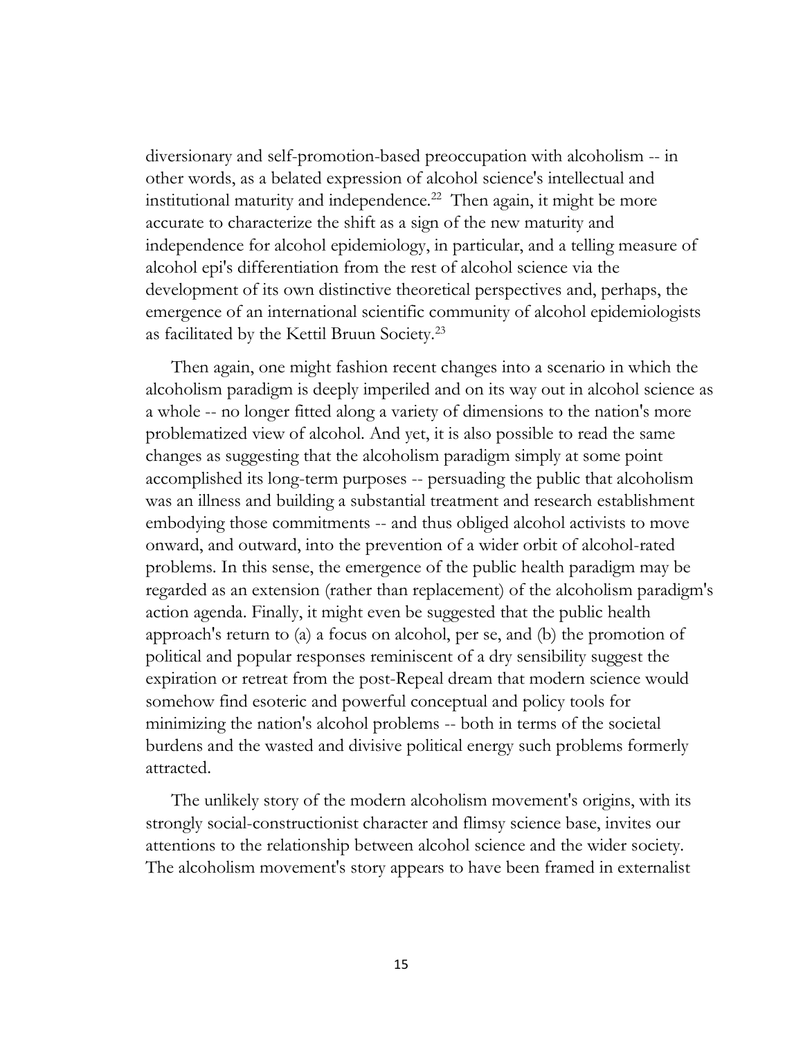diversionary and self-promotion-based preoccupation with alcoholism -- in other words, as a belated expression of alcohol science's intellectual and institutional maturity and independence.[22] Then again, it might be more accurate to characterize the shift as a sign of the new maturity and independence for alcohol epidemiology, in particular, and a telling measure of alcohol epi's differentiation from the rest of alcohol science via the development of its own distinctive theoretical perspectives and, perhaps, the emergence of an international scientific community of alcohol epidemiologists as facilitated by the Kettil Bruun Society.[23]

Then again, one might fashion recent changes into a scenario in which the alcoholism paradigm is deeply imperiled and on its way out in alcohol science as a whole -- no longer fitted along a variety of dimensions to the nation's more problematized view of alcohol. And yet, it is also possible to read the same changes as suggesting that the alcoholism paradigm simply at some point accomplished its long-term purposes -- persuading the public that alcoholism was an illness and building a substantial treatment and research establishment embodying those commitments -- and thus obliged alcohol activists to move onward, and outward, into the prevention of a wider orbit of alcohol-rated problems. In this sense, the emergence of the public health paradigm may be regarded as an extension (rather than replacement) of the alcoholism paradigm's action agenda. Finally, it might even be suggested that the public health approach's return to (a) a focus on alcohol, per se, and (b) the promotion of political and popular responses reminiscent of a dry sensibility suggest the expiration or retreat from the post-Repeal dream that modern science would somehow find esoteric and powerful conceptual and policy tools for minimizing the nation's alcohol problems -- both in terms of the societal burdens and the wasted and divisive political energy such problems formerly attracted.

The unlikely story of the modern alcoholism movement's origins, with its strongly social-constructionist character and flimsy science base, invites our attentions to the relationship between alcohol science and the wider society. The alcoholism movement's story appears to have been framed in externalist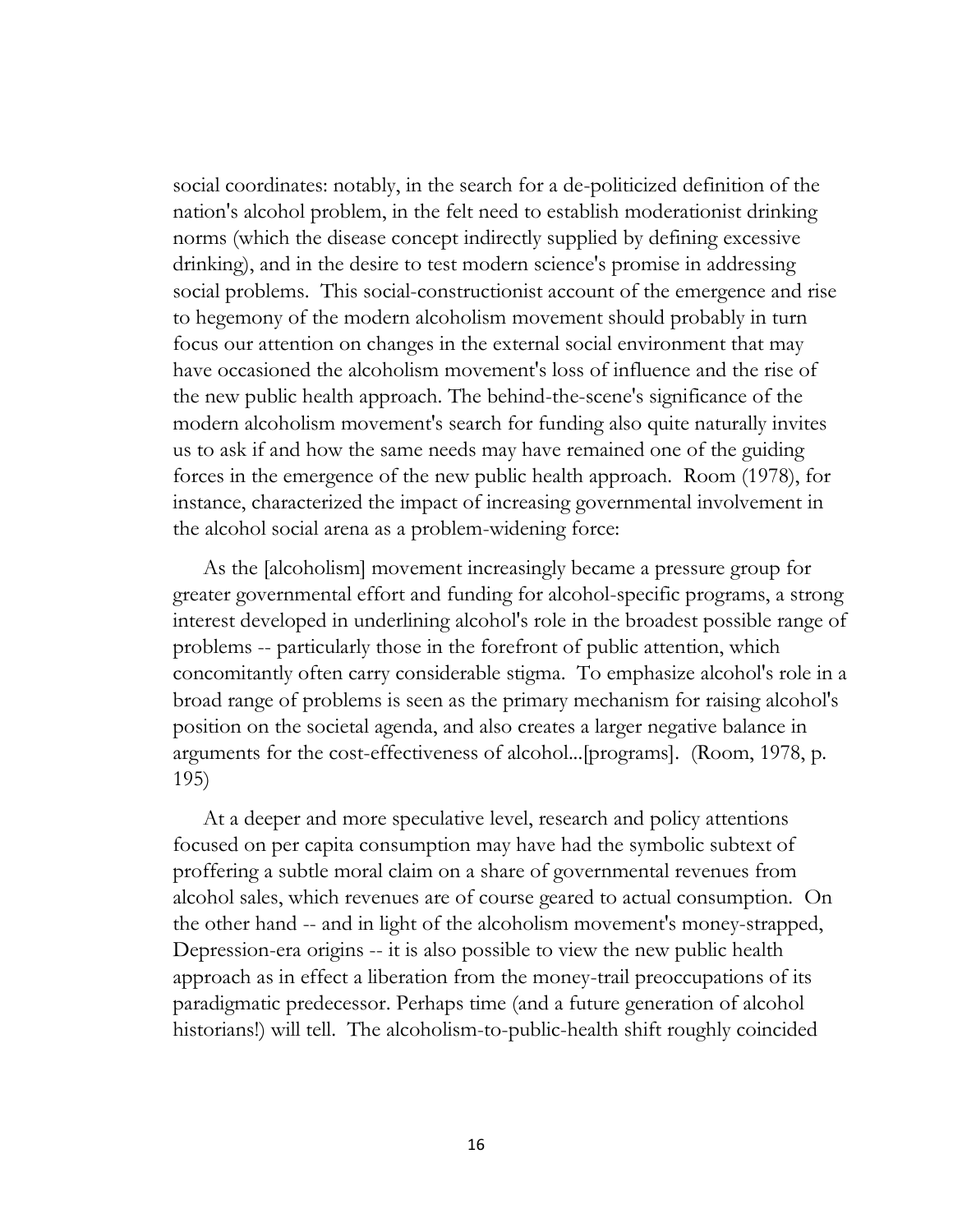social coordinates: notably, in the search for a de-politicized definition of the nation's alcohol problem, in the felt need to establish moderationist drinking norms (which the disease concept indirectly supplied by defining excessive drinking), and in the desire to test modern science's promise in addressing social problems. This social-constructionist account of the emergence and rise to hegemony of the modern alcoholism movement should probably in turn focus our attention on changes in the external social environment that may have occasioned the alcoholism movement's loss of influence and the rise of the new public health approach. The behind-the-scene's significance of the modern alcoholism movement's search for funding also quite naturally invites us to ask if and how the same needs may have remained one of the guiding forces in the emergence of the new public health approach. Room (1978), for instance, characterized the impact of increasing governmental involvement in the alcohol social arena as a problem-widening force:

> As the [alcoholism] movement increasingly became a pressure group for greater governmental effort and funding for alcohol-specific programs, a strong interest developed in underlining alcohol's role in the broadest possible range of problems -- particularly those in the forefront of public attention, which concomitantly often carry considerable stigma. To emphasize alcohol's role in a broad range of problems is seen as the primary mechanism for raising alcohol's position on the societal agenda, and also creates a larger negative balance in arguments for the cost-effectiveness of alcohol...[programs]. (Room, 1978, p. 195)

At a deeper and more speculative level, research and policy attentions focused on per capita consumption may have had the symbolic subtext of proffering a subtle moral claim on a share of governmental revenues from alcohol sales, which revenues are of course geared to actual consumption. On the other hand -- and in light of the alcoholism movement's money-strapped, Depression-era origins -- it is also possible to view the new public health approach as in effect a liberation from the money-trail preoccupations of its paradigmatic predecessor. Perhaps time (and a future generation of alcohol historians!) will tell. The alcoholism-to-public-health shift roughly coincided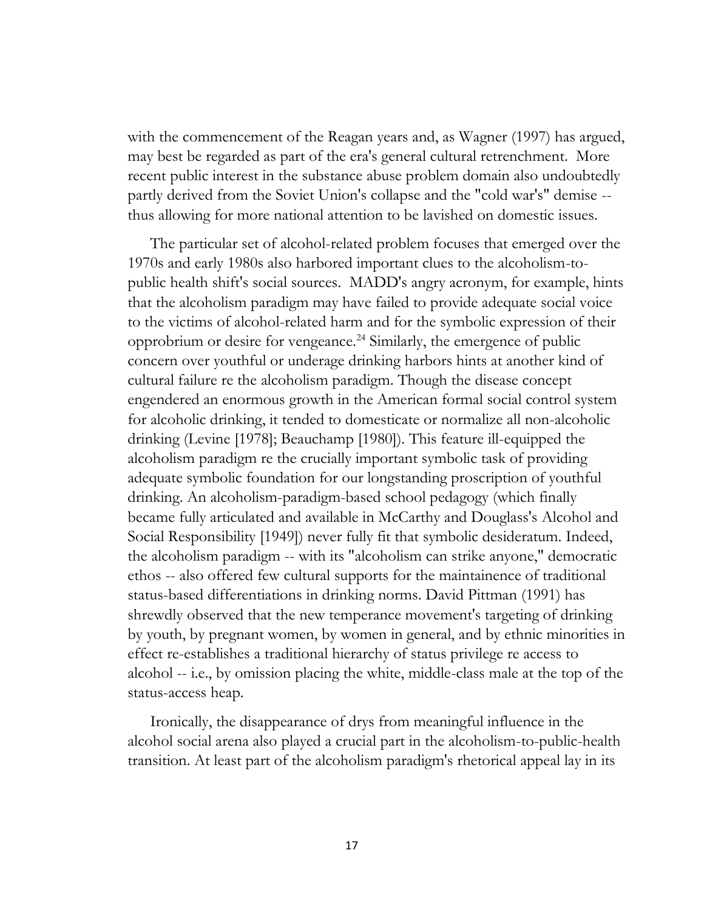with the commencement of the Reagan years and, as Wagner (1997) has argued, may best be regarded as part of the era's general cultural retrenchment. More recent public interest in the substance abuse problem domain also undoubtedly partly derived from the Soviet Union's collapse and the "cold war's" demise -- thus allowing for more national attention to be lavished on domestic issues.

The particular set of alcohol-related problem focuses that emerged over the 1970s and early 1980s also harbored important clues to the alcoholism-to-public health shift's social sources. MADD's angry acronym, for example, hints that the alcoholism paradigm may have failed to provide adequate social voice to the victims of alcohol-related harm and for the symbolic expression of their opprobrium or desire for vengeance.[24] Similarly, the emergence of public concern over youthful or underage drinking harbors hints at another kind of cultural failure re the alcoholism paradigm. Though the disease concept engendered an enormous growth in the American formal social control system for alcoholic drinking, it tended to domesticate or normalize all non-alcoholic drinking (Levine [1978]; Beauchamp [1980]). This feature ill-equipped the alcoholism paradigm re the crucially important symbolic task of providing adequate symbolic foundation for our longstanding proscription of youthful drinking. An alcoholism-paradigm-based school pedagogy (which finally became fully articulated and available in McCarthy and Douglass's Alcohol and Social Responsibility [1949]) never fully fit that symbolic desideratum. Indeed, the alcoholism paradigm -- with its "alcoholism can strike anyone," democratic ethos -- also offered few cultural supports for the maintainence of traditional status-based differentiations in drinking norms. David Pittman (1991) has shrewdly observed that the new temperance movement's targeting of drinking by youth, by pregnant women, by women in general, and by ethnic minorities in effect re-establishes a traditional hierarchy of status privilege re access to alcohol -- i.e., by omission placing the white, middle-class male at the top of the status-access heap.

Ironically, the disappearance of drys from meaningful influence in the alcohol social arena also played a crucial part in the alcoholism-to-public-health transition. At least part of the alcoholism paradigm's rhetorical appeal lay in its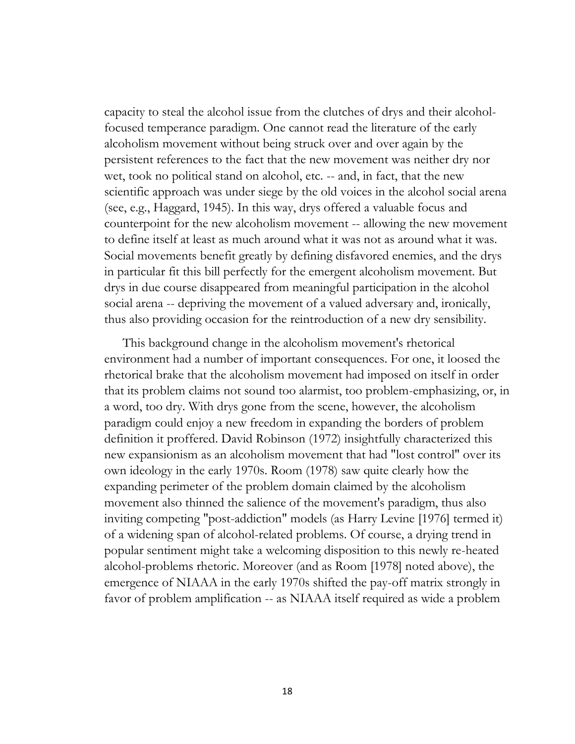capacity to steal the alcohol issue from the clutches of drys and their alcohol-focused temperance paradigm. One cannot read the literature of the early alcoholism movement without being struck over and over again by the persistent references to the fact that the new movement was neither dry nor wet, took no political stand on alcohol, etc. -- and, in fact, that the new scientific approach was under siege by the old voices in the alcohol social arena (see, e.g., Haggard, 1945). In this way, drys offered a valuable focus and counterpoint for the new alcoholism movement -- allowing the new movement to define itself at least as much around what it was not as around what it was. Social movements benefit greatly by defining disfavored enemies, and the drys in particular fit this bill perfectly for the emergent alcoholism movement. But drys in due course disappeared from meaningful participation in the alcohol social arena -- depriving the movement of a valued adversary and, ironically, thus also providing occasion for the reintroduction of a new dry sensibility.

This background change in the alcoholism movement's rhetorical environment had a number of important consequences. For one, it loosed the rhetorical brake that the alcoholism movement had imposed on itself in order that its problem claims not sound too alarmist, too problem-emphasizing, or, in a word, too dry. With drys gone from the scene, however, the alcoholism paradigm could enjoy a new freedom in expanding the borders of problem definition it proffered. David Robinson (1972) insightfully characterized this new expansionism as an alcoholism movement that had "lost control" over its own ideology in the early 1970s. Room (1978) saw quite clearly how the expanding perimeter of the problem domain claimed by the alcoholism movement also thinned the salience of the movement's paradigm, thus also inviting competing "post-addiction" models (as Harry Levine [1976] termed it) of a widening span of alcohol-related problems. Of course, a drying trend in popular sentiment might take a welcoming disposition to this newly re-heated alcohol-problems rhetoric. Moreover (and as Room [1978] noted above), the emergence of NIAAA in the early 1970s shifted the pay-off matrix strongly in favor of problem amplification -- as NIAAA itself required as wide a problem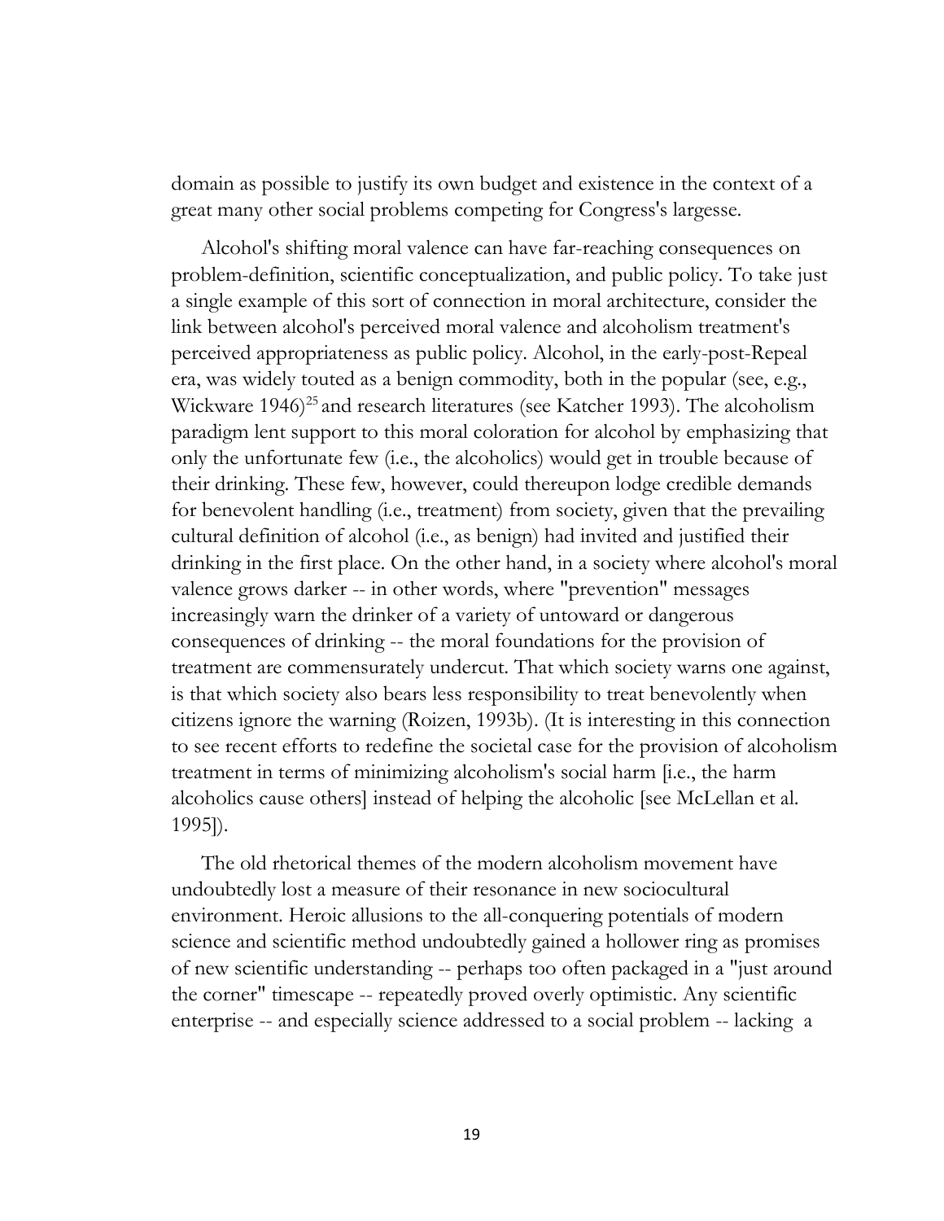domain as possible to justify its own budget and existence in the context of a great many other social problems competing for Congress's largesse.

Alcohol's shifting moral valence can have far-reaching consequences on problem-definition, scientific conceptualization, and public policy. To take just a single example of this sort of connection in moral architecture, consider the link between alcohol's perceived moral valence and alcoholism treatment's perceived appropriateness as public policy. Alcohol, in the early-post-Repeal era, was widely touted as a benign commodity, both in the popular (see, e.g., Wickware 1946)[25] and research literatures (see Katcher 1993). The alcoholism paradigm lent support to this moral coloration for alcohol by emphasizing that only the unfortunate few (i.e., the alcoholics) would get in trouble because of their drinking. These few, however, could thereupon lodge credible demands for benevolent handling (i.e., treatment) from society, given that the prevailing cultural definition of alcohol (i.e., as benign) had invited and justified their drinking in the first place. On the other hand, in a society where alcohol's moral valence grows darker -- in other words, where "prevention" messages increasingly warn the drinker of a variety of untoward or dangerous consequences of drinking -- the moral foundations for the provision of treatment are commensurately undercut. That which society warns one against, is that which society also bears less responsibility to treat benevolently when citizens ignore the warning (Roizen, 1993b). (It is interesting in this connection to see recent efforts to redefine the societal case for the provision of alcoholism treatment in terms of minimizing alcoholism's social harm [i.e., the harm alcoholics cause others] instead of helping the alcoholic [see McLellan et al. 1995]).

The old rhetorical themes of the modern alcoholism movement have undoubtedly lost a measure of their resonance in new sociocultural environment. Heroic allusions to the all-conquering potentials of modern science and scientific method undoubtedly gained a hollower ring as promises of new scientific understanding -- perhaps too often packaged in a "just around the corner" timescape -- repeatedly proved overly optimistic. Any scientific enterprise -- and especially science addressed to a social problem -- lacking a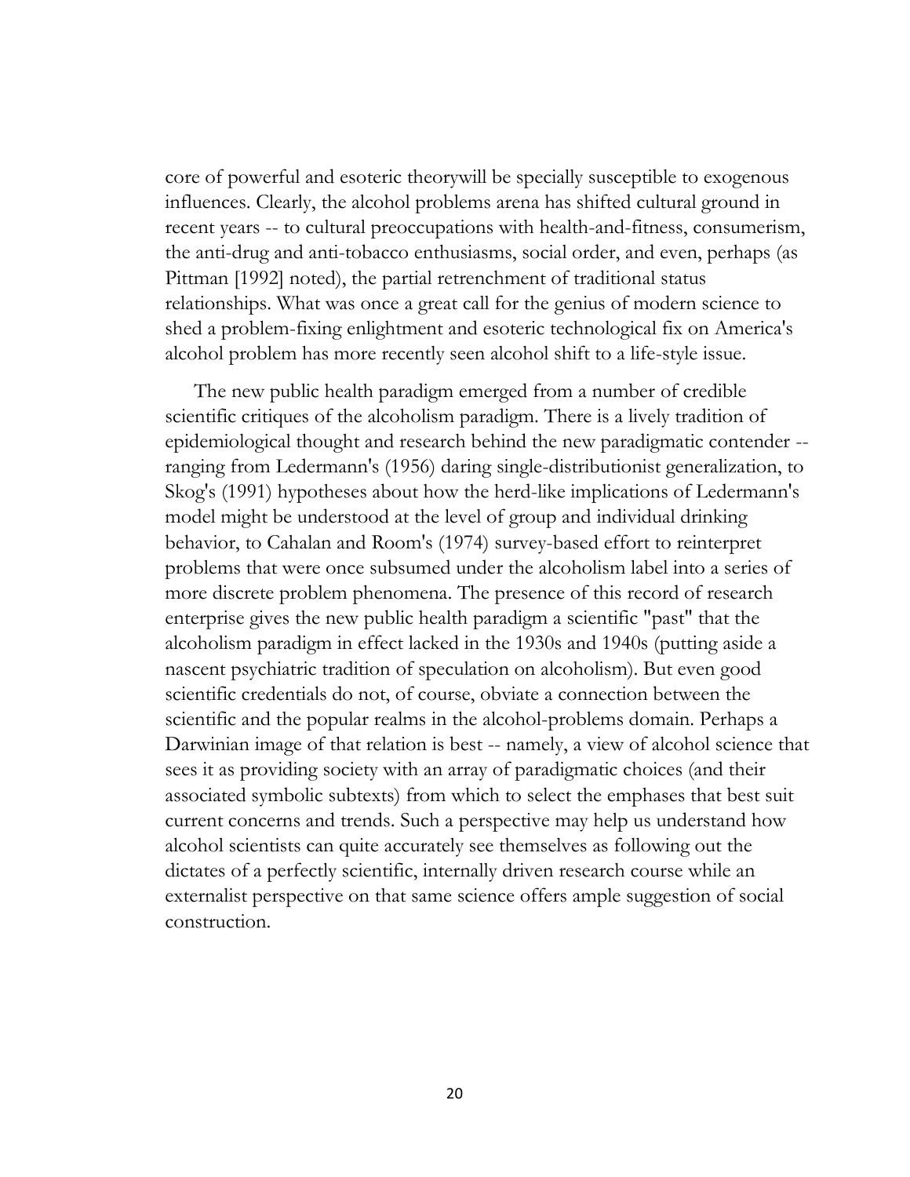core of powerful and esoteric theorywill be specially susceptible to exogenous influences. Clearly, the alcohol problems arena has shifted cultural ground in recent years -- to cultural preoccupations with health-and-fitness, consumerism, the anti-drug and anti-tobacco enthusiasms, social order, and even, perhaps (as Pittman [1992] noted), the partial retrenchment of traditional status relationships. What was once a great call for the genius of modern science to shed a problem-fixing enlightment and esoteric technological fix on America's alcohol problem has more recently seen alcohol shift to a life-style issue.

The new public health paradigm emerged from a number of credible scientific critiques of the alcoholism paradigm. There is a lively tradition of epidemiological thought and research behind the new paradigmatic contender -- ranging from Ledermann's (1956) daring single-distributionist generalization, to Skog's (1991) hypotheses about how the herd-like implications of Ledermann's model might be understood at the level of group and individual drinking behavior, to Cahalan and Room's (1974) survey-based effort to reinterpret problems that were once subsumed under the alcoholism label into a series of more discrete problem phenomena. The presence of this record of research enterprise gives the new public health paradigm a scientific "past" that the alcoholism paradigm in effect lacked in the 1930s and 1940s (putting aside a nascent psychiatric tradition of speculation on alcoholism). But even good scientific credentials do not, of course, obviate a connection between the scientific and the popular realms in the alcohol-problems domain. Perhaps a Darwinian image of that relation is best -- namely, a view of alcohol science that sees it as providing society with an array of paradigmatic choices (and their associated symbolic subtexts) from which to select the emphases that best suit current concerns and trends. Such a perspective may help us understand how alcohol scientists can quite accurately see themselves as following out the dictates of a perfectly scientific, internally driven research course while an externalist perspective on that same science offers ample suggestion of social construction.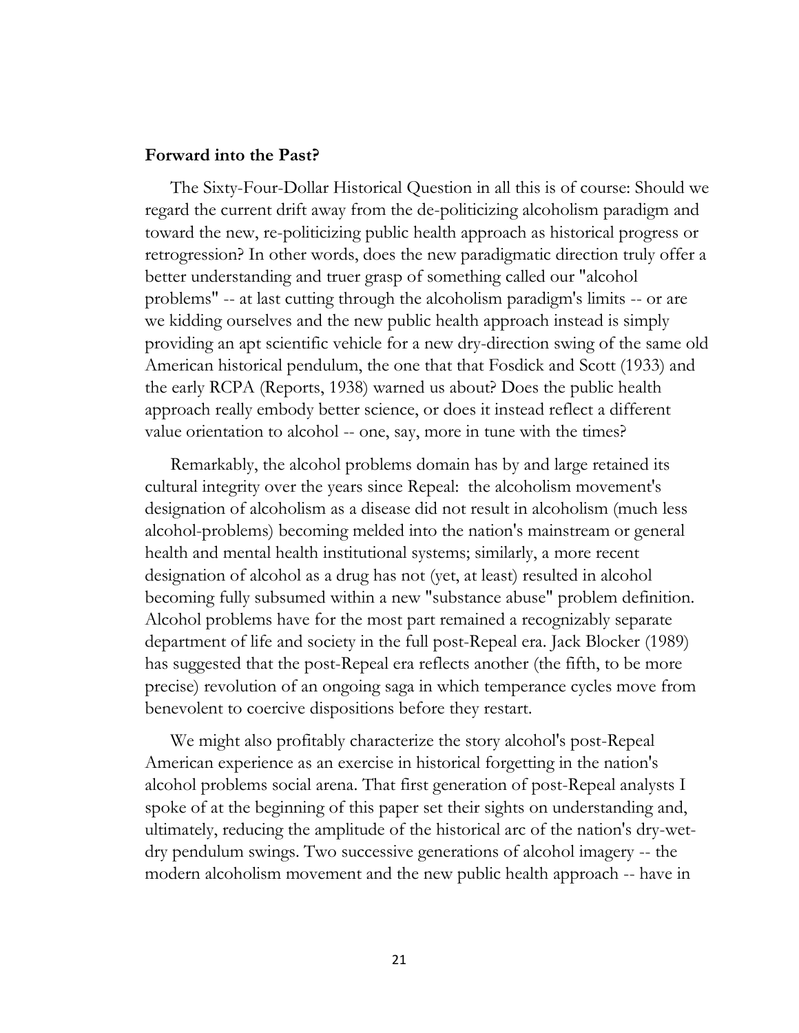**Forward into the Past?**

The Sixty-Four-Dollar Historical Question in all this is of course: Should we regard the current drift away from the de-politicizing alcoholism paradigm and toward the new, re-politicizing public health approach as historical progress or retrogression? In other words, does the new paradigmatic direction truly offer a better understanding and truer grasp of something called our "alcohol problems" -- at last cutting through the alcoholism paradigm's limits -- or are we kidding ourselves and the new public health approach instead is simply providing an apt scientific vehicle for a new dry-direction swing of the same old American historical pendulum, the one that that Fosdick and Scott (1933) and the early RCPA (Reports, 1938) warned us about? Does the public health approach really embody better science, or does it instead reflect a different value orientation to alcohol -- one, say, more in tune with the times?

Remarkably, the alcohol problems domain has by and large retained its cultural integrity over the years since Repeal: the alcoholism movement's designation of alcoholism as a disease did not result in alcoholism (much less alcohol-problems) becoming melded into the nation's mainstream or general health and mental health institutional systems; similarly, a more recent designation of alcohol as a drug has not (yet, at least) resulted in alcohol becoming fully subsumed within a new "substance abuse" problem definition. Alcohol problems have for the most part remained a recognizably separate department of life and society in the full post-Repeal era. Jack Blocker (1989) has suggested that the post-Repeal era reflects another (the fifth, to be more precise) revolution of an ongoing saga in which temperance cycles move from benevolent to coercive dispositions before they restart.

We might also profitably characterize the story alcohol's post-Repeal American experience as an exercise in historical forgetting in the nation's alcohol problems social arena. That first generation of post-Repeal analysts I spoke of at the beginning of this paper set their sights on understanding and, ultimately, reducing the amplitude of the historical arc of the nation's dry-wet-dry pendulum swings. Two successive generations of alcohol imagery -- the modern alcoholism movement and the new public health approach -- have in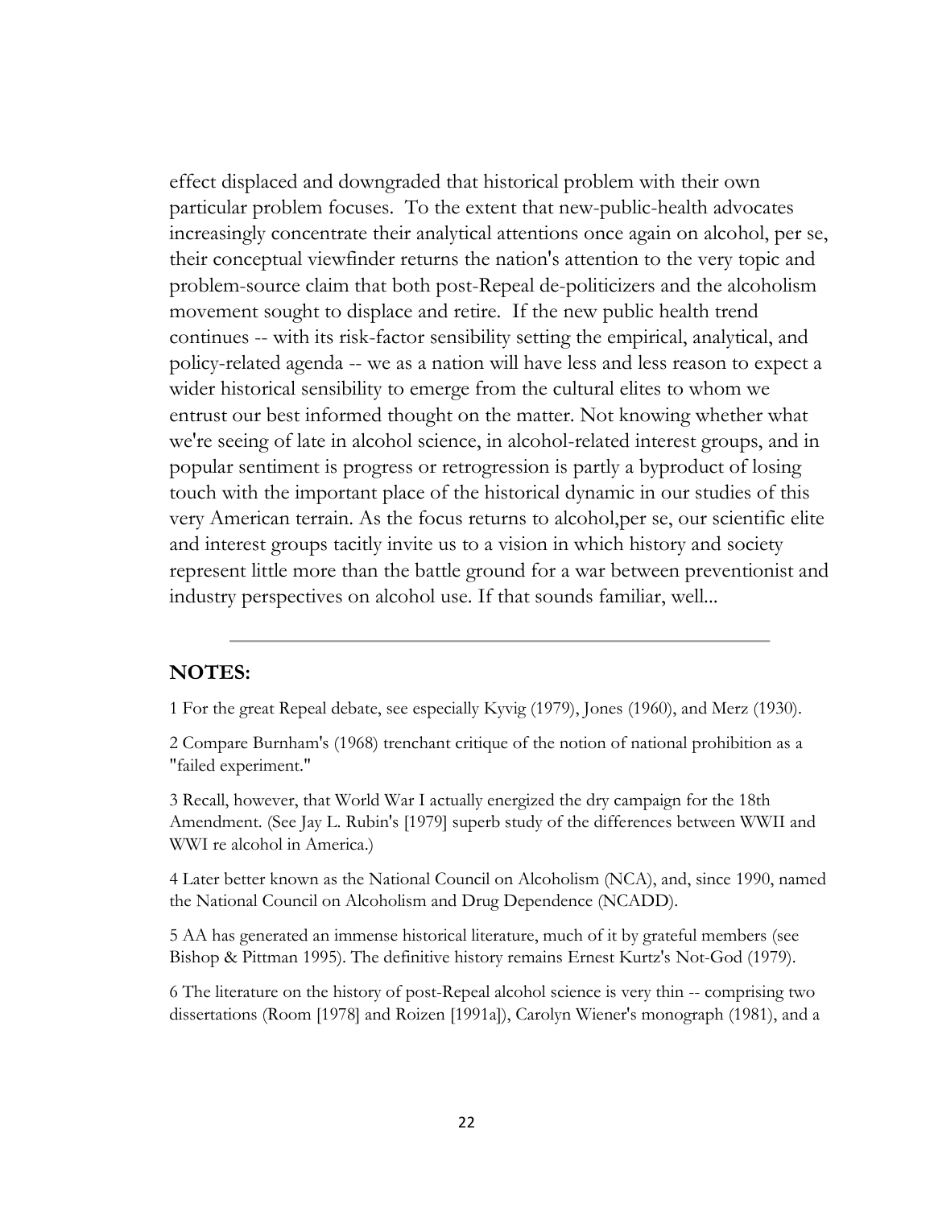effect displaced and downgraded that historical problem with their own particular problem focuses. To the extent that new-public-health advocates increasingly concentrate their analytical attentions once again on alcohol, per se, their conceptual viewfinder returns the nation's attention to the very topic and problem-source claim that both post-Repeal de-politicizers and the alcoholism movement sought to displace and retire. If the new public health trend continues -- with its risk-factor sensibility setting the empirical, analytical, and policy-related agenda -- we as a nation will have less and less reason to expect a wider historical sensibility to emerge from the cultural elites to whom we entrust our best informed thought on the matter. Not knowing whether what we're seeing of late in alcohol science, in alcohol-related interest groups, and in popular sentiment is progress or retrogression is partly a byproduct of losing touch with the important place of the historical dynamic in our studies of this very American terrain. As the focus returns to alcohol,per se, our scientific elite and interest groups tacitly invite us to a vision in which history and society represent little more than the battle ground for a war between preventionist and industry perspectives on alcohol use. If that sounds familiar, well...

---

## NOTES:

1 For the great Repeal debate, see especially Kyvig (1979), Jones (1960), and Merz (1930).

2 Compare Burnham's (1968) trenchant critique of the notion of national prohibition as a "failed experiment."

3 Recall, however, that World War I actually energized the dry campaign for the 18th Amendment. (See Jay L. Rubin's [1979] superb study of the differences between WWII and WWI re alcohol in America.)

4 Later better known as the National Council on Alcoholism (NCA), and, since 1990, named the National Council on Alcoholism and Drug Dependence (NCADD).

5 AA has generated an immense historical literature, much of it by grateful members (see Bishop & Pittman 1995). The definitive history remains Ernest Kurtz's Not-God (1979).

6 The literature on the history of post-Repeal alcohol science is very thin -- comprising two dissertations (Room [1978] and Roizen [1991a]), Carolyn Wiener's monograph (1981), and a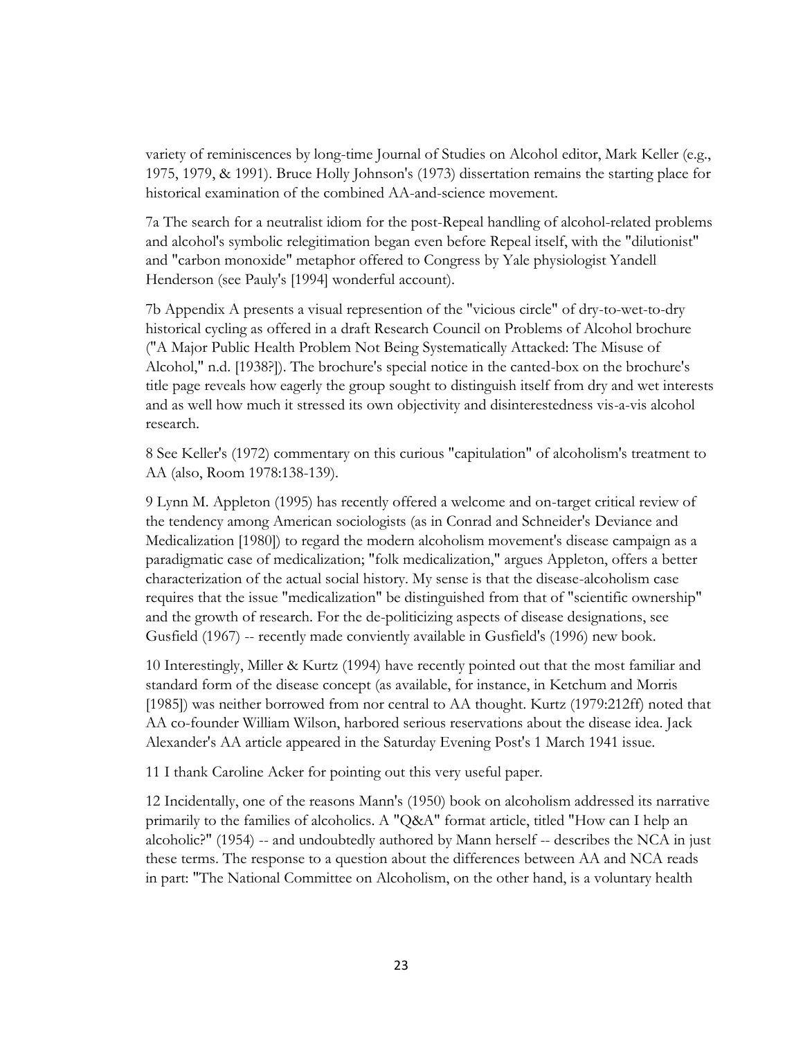variety of reminiscences by long-time Journal of Studies on Alcohol editor, Mark Keller (e.g., 1975, 1979, & 1991). Bruce Holly Johnson's (1973) dissertation remains the starting place for historical examination of the combined AA-and-science movement.

7a The search for a neutralist idiom for the post-Repeal handling of alcohol-related problems and alcohol's symbolic relegitimation began even before Repeal itself, with the "dilutionist" and "carbon monoxide" metaphor offered to Congress by Yale physiologist Yandell Henderson (see Pauly's [1994] wonderful account).

7b Appendix A presents a visual represention of the "vicious circle" of dry-to-wet-to-dry historical cycling as offered in a draft Research Council on Problems of Alcohol brochure ("A Major Public Health Problem Not Being Systematically Attacked: The Misuse of Alcohol," n.d. [1938?]). The brochure's special notice in the canted-box on the brochure's title page reveals how eagerly the group sought to distinguish itself from dry and wet interests and as well how much it stressed its own objectivity and disinterestedness vis-a-vis alcohol research.

8 See Keller's (1972) commentary on this curious "capitulation" of alcoholism's treatment to AA (also, Room 1978:138-139).

9 Lynn M. Appleton (1995) has recently offered a welcome and on-target critical review of the tendency among American sociologists (as in Conrad and Schneider's Deviance and Medicalization [1980]) to regard the modern alcoholism movement's disease campaign as a paradigmatic case of medicalization; "folk medicalization," argues Appleton, offers a better characterization of the actual social history. My sense is that the disease-alcoholism case requires that the issue "medicalization" be distinguished from that of "scientific ownership" and the growth of research. For the de-politicizing aspects of disease designations, see Gusfield (1967) -- recently made conviently available in Gusfield's (1996) new book.

10 Interestingly, Miller & Kurtz (1994) have recently pointed out that the most familiar and standard form of the disease concept (as available, for instance, in Ketchum and Morris [1985]) was neither borrowed from nor central to AA thought. Kurtz (1979:212ff) noted that AA co-founder William Wilson, harbored serious reservations about the disease idea. Jack Alexander's AA article appeared in the Saturday Evening Post's 1 March 1941 issue.

11 I thank Caroline Acker for pointing out this very useful paper.

12 Incidentally, one of the reasons Mann's (1950) book on alcoholism addressed its narrative primarily to the families of alcoholics. A "Q&A" format article, titled "How can I help an alcoholic?" (1954) -- and undoubtedly authored by Mann herself -- describes the NCA in just these terms. The response to a question about the differences between AA and NCA reads in part: "The National Committee on Alcoholism, on the other hand, is a voluntary health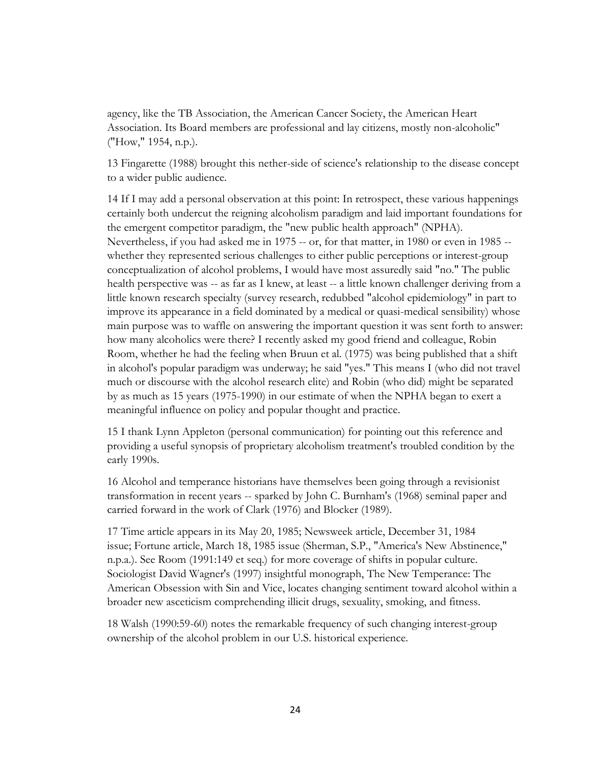agency, like the TB Association, the American Cancer Society, the American Heart Association. Its Board members are professional and lay citizens, mostly non-alcoholic" ("How," 1954, n.p.).

13 Fingarette (1988) brought this nether-side of science's relationship to the disease concept to a wider public audience.

14 If I may add a personal observation at this point: In retrospect, these various happenings certainly both undercut the reigning alcoholism paradigm and laid important foundations for the emergent competitor paradigm, the "new public health approach" (NPHA). Nevertheless, if you had asked me in 1975 -- or, for that matter, in 1980 or even in 1985 -- whether they represented serious challenges to either public perceptions or interest-group conceptualization of alcohol problems, I would have most assuredly said "no." The public health perspective was -- as far as I knew, at least -- a little known challenger deriving from a little known research specialty (survey research, redubbed "alcohol epidemiology" in part to improve its appearance in a field dominated by a medical or quasi-medical sensibility) whose main purpose was to waffle on answering the important question it was sent forth to answer: how many alcoholics were there? I recently asked my good friend and colleague, Robin Room, whether he had the feeling when Bruun et al. (1975) was being published that a shift in alcohol's popular paradigm was underway; he said "yes." This means I (who did not travel much or discourse with the alcohol research elite) and Robin (who did) might be separated by as much as 15 years (1975-1990) in our estimate of when the NPHA began to exert a meaningful influence on policy and popular thought and practice.

15 I thank Lynn Appleton (personal communication) for pointing out this reference and providing a useful synopsis of proprietary alcoholism treatment's troubled condition by the early 1990s.

16 Alcohol and temperance historians have themselves been going through a revisionist transformation in recent years -- sparked by John C. Burnham's (1968) seminal paper and carried forward in the work of Clark (1976) and Blocker (1989).

17 Time article appears in its May 20, 1985; Newsweek article, December 31, 1984 issue; Fortune article, March 18, 1985 issue (Sherman, S.P., "America's New Abstinence," n.p.a.). See Room (1991:149 et seq.) for more coverage of shifts in popular culture. Sociologist David Wagner's (1997) insightful monograph, The New Temperance: The American Obsession with Sin and Vice, locates changing sentiment toward alcohol within a broader new asceticism comprehending illicit drugs, sexuality, smoking, and fitness.

18 Walsh (1990:59-60) notes the remarkable frequency of such changing interest-group ownership of the alcohol problem in our U.S. historical experience.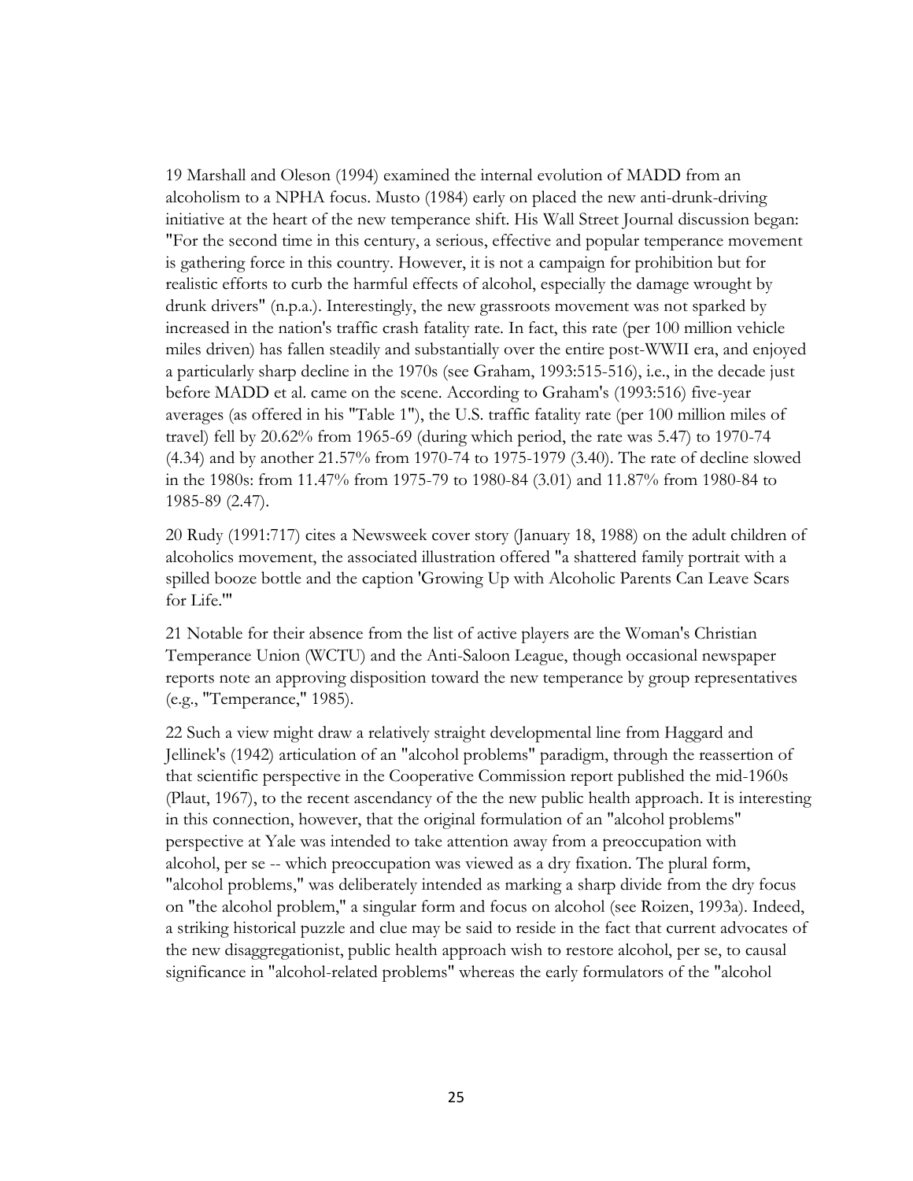19 Marshall and Oleson (1994) examined the internal evolution of MADD from an alcoholism to a NPHA focus. Musto (1984) early on placed the new anti-drunk-driving initiative at the heart of the new temperance shift. His Wall Street Journal discussion began: "For the second time in this century, a serious, effective and popular temperance movement is gathering force in this country. However, it is not a campaign for prohibition but for realistic efforts to curb the harmful effects of alcohol, especially the damage wrought by drunk drivers" (n.p.a.). Interestingly, the new grassroots movement was not sparked by increased in the nation's traffic crash fatality rate. In fact, this rate (per 100 million vehicle miles driven) has fallen steadily and substantially over the entire post-WWII era, and enjoyed a particularly sharp decline in the 1970s (see Graham, 1993:515-516), i.e., in the decade just before MADD et al. came on the scene. According to Graham's (1993:516) five-year averages (as offered in his "Table 1"), the U.S. traffic fatality rate (per 100 million miles of travel) fell by 20.62% from 1965-69 (during which period, the rate was 5.47) to 1970-74 (4.34) and by another 21.57% from 1970-74 to 1975-1979 (3.40). The rate of decline slowed in the 1980s: from 11.47% from 1975-79 to 1980-84 (3.01) and 11.87% from 1980-84 to 1985-89 (2.47).

20 Rudy (1991:717) cites a Newsweek cover story (January 18, 1988) on the adult children of alcoholics movement, the associated illustration offered "a shattered family portrait with a spilled booze bottle and the caption 'Growing Up with Alcoholic Parents Can Leave Scars for Life.'"

21 Notable for their absence from the list of active players are the Woman's Christian Temperance Union (WCTU) and the Anti-Saloon League, though occasional newspaper reports note an approving disposition toward the new temperance by group representatives (e.g., "Temperance," 1985).

22 Such a view might draw a relatively straight developmental line from Haggard and Jellinek's (1942) articulation of an "alcohol problems" paradigm, through the reassertion of that scientific perspective in the Cooperative Commission report published the mid-1960s (Plaut, 1967), to the recent ascendancy of the the new public health approach. It is interesting in this connection, however, that the original formulation of an "alcohol problems" perspective at Yale was intended to take attention away from a preoccupation with alcohol, per se -- which preoccupation was viewed as a dry fixation. The plural form, "alcohol problems," was deliberately intended as marking a sharp divide from the dry focus on "the alcohol problem," a singular form and focus on alcohol (see Roizen, 1993a). Indeed, a striking historical puzzle and clue may be said to reside in the fact that current advocates of the new disaggregationist, public health approach wish to restore alcohol, per se, to causal significance in "alcohol-related problems" whereas the early formulators of the "alcohol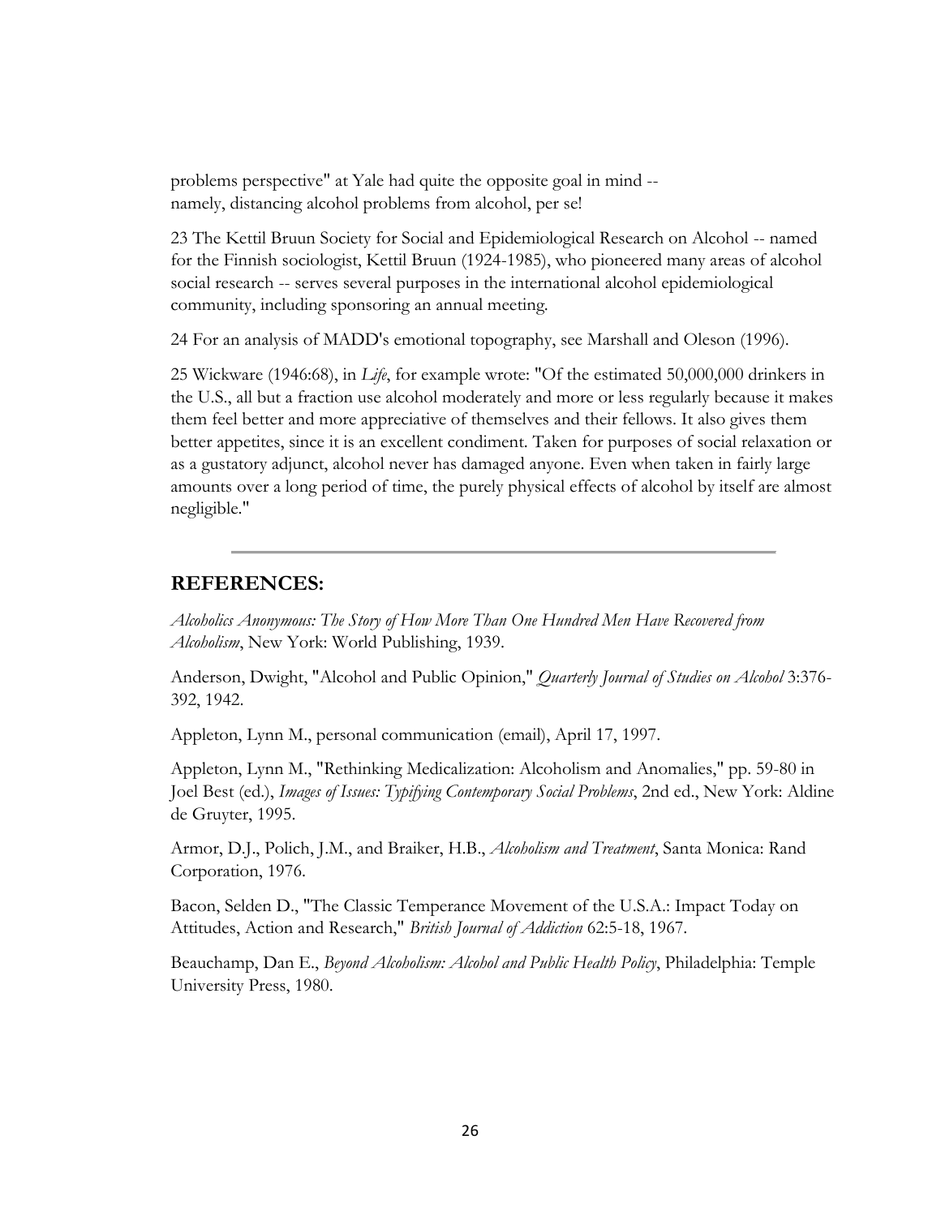problems perspective" at Yale had quite the opposite goal in mind -- namely, distancing alcohol problems from alcohol, per se!

23 The Kettil Bruun Society for Social and Epidemiological Research on Alcohol -- named for the Finnish sociologist, Kettil Bruun (1924-1985), who pioneered many areas of alcohol social research -- serves several purposes in the international alcohol epidemiological community, including sponsoring an annual meeting.

24 For an analysis of MADD's emotional topography, see Marshall and Oleson (1996).

25 Wickware (1946:68), in *Life*, for example wrote: "Of the estimated 50,000,000 drinkers in the U.S., all but a fraction use alcohol moderately and more or less regularly because it makes them feel better and more appreciative of themselves and their fellows. It also gives them better appetites, since it is an excellent condiment. Taken for purposes of social relaxation or as a gustatory adjunct, alcohol never has damaged anyone. Even when taken in fairly large amounts over a long period of time, the purely physical effects of alcohol by itself are almost negligible."

---

## REFERENCES:

*Alcoholics Anonymous: The Story of How More Than One Hundred Men Have Recovered from Alcoholism*, New York: World Publishing, 1939.

Anderson, Dwight, "Alcohol and Public Opinion," *Quarterly Journal of Studies on Alcohol* 3:376-392, 1942.

Appleton, Lynn M., personal communication (email), April 17, 1997.

Appleton, Lynn M., "Rethinking Medicalization: Alcoholism and Anomalies," pp. 59-80 in Joel Best (ed.), *Images of Issues: Typifying Contemporary Social Problems*, 2nd ed., New York: Aldine de Gruyter, 1995.

Armor, D.J., Polich, J.M., and Braiker, H.B., *Alcoholism and Treatment*, Santa Monica: Rand Corporation, 1976.

Bacon, Selden D., "The Classic Temperance Movement of the U.S.A.: Impact Today on Attitudes, Action and Research," *British Journal of Addiction* 62:5-18, 1967.

Beauchamp, Dan E., *Beyond Alcoholism: Alcohol and Public Health Policy*, Philadelphia: Temple University Press, 1980.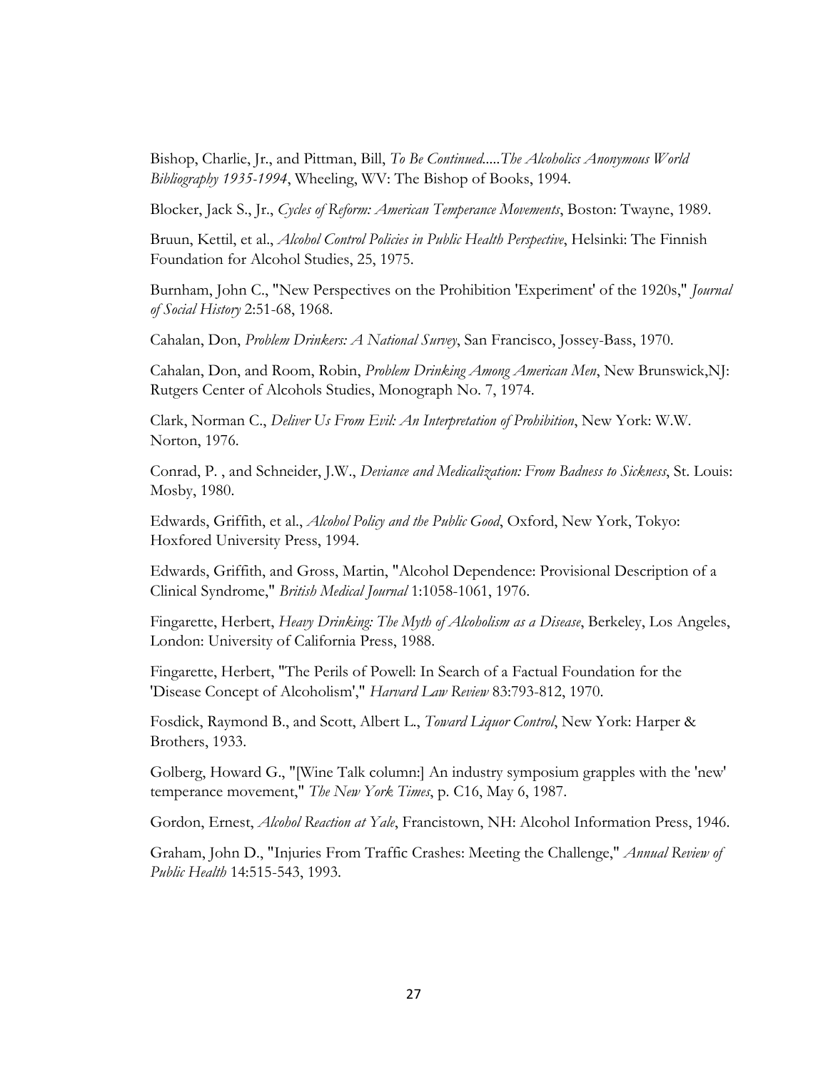Bishop, Charlie, Jr., and Pittman, Bill, *To Be Continued.....The Alcoholics Anonymous World Bibliography 1935-1994*, Wheeling, WV: The Bishop of Books, 1994.

Blocker, Jack S., Jr., *Cycles of Reform: American Temperance Movements*, Boston: Twayne, 1989.

Bruun, Kettil, et al., *Alcohol Control Policies in Public Health Perspective*, Helsinki: The Finnish Foundation for Alcohol Studies, 25, 1975.

Burnham, John C., "New Perspectives on the Prohibition 'Experiment' of the 1920s," *Journal of Social History* 2:51-68, 1968.

Cahalan, Don, *Problem Drinkers: A National Survey*, San Francisco, Jossey-Bass, 1970.

Cahalan, Don, and Room, Robin, *Problem Drinking Among American Men*, New Brunswick,NJ: Rutgers Center of Alcohols Studies, Monograph No. 7, 1974.

Clark, Norman C., *Deliver Us From Evil: An Interpretation of Prohibition*, New York: W.W. Norton, 1976.

Conrad, P. , and Schneider, J.W., *Deviance and Medicalization: From Badness to Sickness*, St. Louis: Mosby, 1980.

Edwards, Griffith, et al., *Alcohol Policy and the Public Good*, Oxford, New York, Tokyo: Hoxfored University Press, 1994.

Edwards, Griffith, and Gross, Martin, "Alcohol Dependence: Provisional Description of a Clinical Syndrome," *British Medical Journal* 1:1058-1061, 1976.

Fingarette, Herbert, *Heavy Drinking: The Myth of Alcoholism as a Disease*, Berkeley, Los Angeles, London: University of California Press, 1988.

Fingarette, Herbert, "The Perils of Powell: In Search of a Factual Foundation for the 'Disease Concept of Alcoholism'," *Harvard Law Review* 83:793-812, 1970.

Fosdick, Raymond B., and Scott, Albert L., *Toward Liquor Control*, New York: Harper & Brothers, 1933.

Golberg, Howard G., "[Wine Talk column:] An industry symposium grapples with the 'new' temperance movement," *The New York Times*, p. C16, May 6, 1987.

Gordon, Ernest, *Alcohol Reaction at Yale*, Francistown, NH: Alcohol Information Press, 1946.

Graham, John D., "Injuries From Traffic Crashes: Meeting the Challenge," *Annual Review of Public Health* 14:515-543, 1993.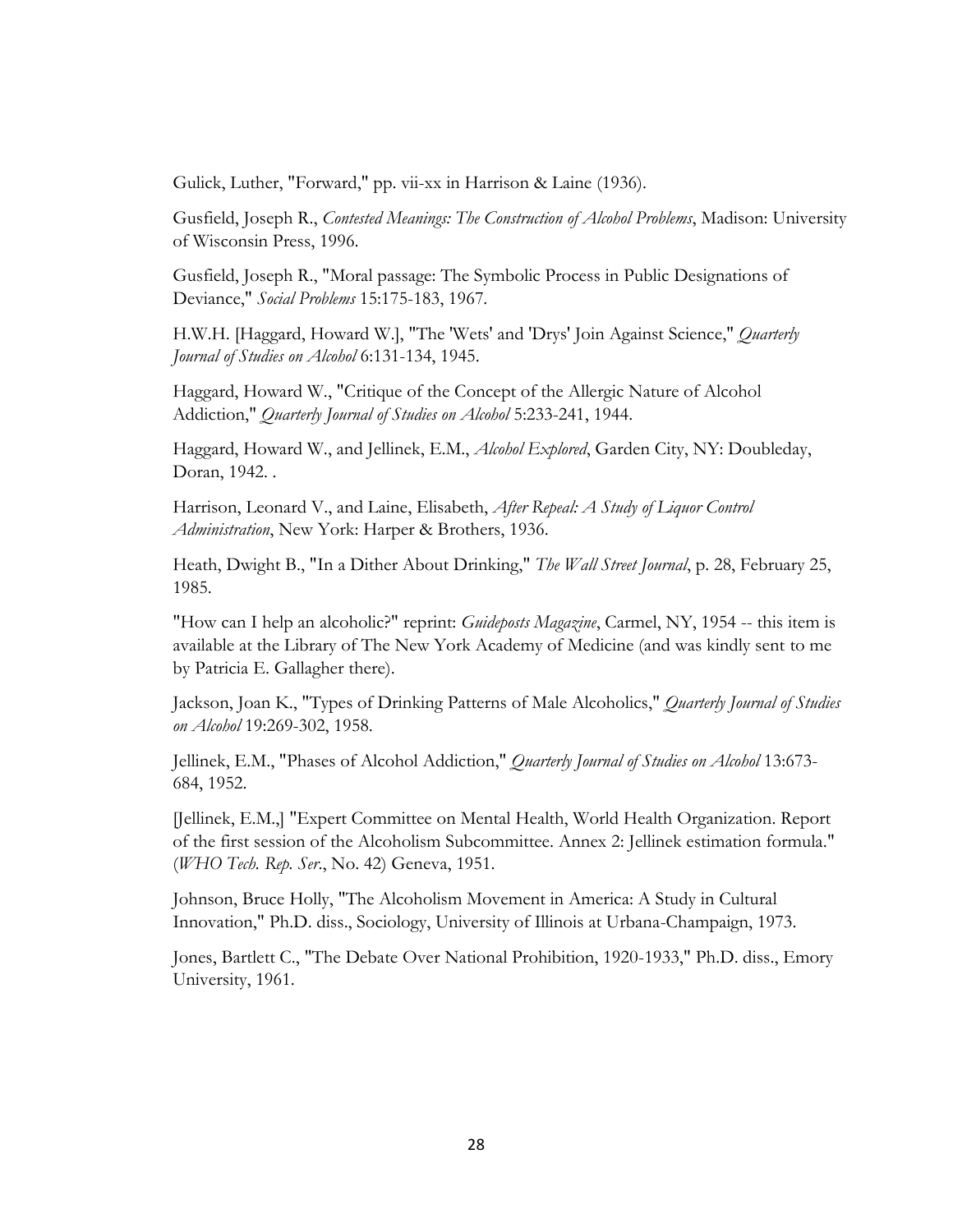Gulick, Luther, "Forward," pp. vii-xx in Harrison & Laine (1936).

Gusfield, Joseph R., *Contested Meanings: The Construction of Alcohol Problems*, Madison: University of Wisconsin Press, 1996.

Gusfield, Joseph R., "Moral passage: The Symbolic Process in Public Designations of Deviance," *Social Problems* 15:175-183, 1967.

H.W.H. [Haggard, Howard W.], "The 'Wets' and 'Drys' Join Against Science," *Quarterly Journal of Studies on Alcohol* 6:131-134, 1945.

Haggard, Howard W., "Critique of the Concept of the Allergic Nature of Alcohol Addiction," *Quarterly Journal of Studies on Alcohol* 5:233-241, 1944.

Haggard, Howard W., and Jellinek, E.M., *Alcohol Explored*, Garden City, NY: Doubleday, Doran, 1942. .

Harrison, Leonard V., and Laine, Elisabeth, *After Repeal: A Study of Liquor Control Administration*, New York: Harper & Brothers, 1936.

Heath, Dwight B., "In a Dither About Drinking," *The Wall Street Journal*, p. 28, February 25, 1985.

"How can I help an alcoholic?" reprint: *Guideposts Magazine*, Carmel, NY, 1954 -- this item is available at the Library of The New York Academy of Medicine (and was kindly sent to me by Patricia E. Gallagher there).

Jackson, Joan K., "Types of Drinking Patterns of Male Alcoholics," *Quarterly Journal of Studies on Alcohol* 19:269-302, 1958.

Jellinek, E.M., "Phases of Alcohol Addiction," *Quarterly Journal of Studies on Alcohol* 13:673-684, 1952.

[Jellinek, E.M.,] "Expert Committee on Mental Health, World Health Organization. Report of the first session of the Alcoholism Subcommittee. Annex 2: Jellinek estimation formula." (*WHO Tech. Rep. Ser.*, No. 42) Geneva, 1951.

Johnson, Bruce Holly, "The Alcoholism Movement in America: A Study in Cultural Innovation," Ph.D. diss., Sociology, University of Illinois at Urbana-Champaign, 1973.

Jones, Bartlett C., "The Debate Over National Prohibition, 1920-1933," Ph.D. diss., Emory University, 1961.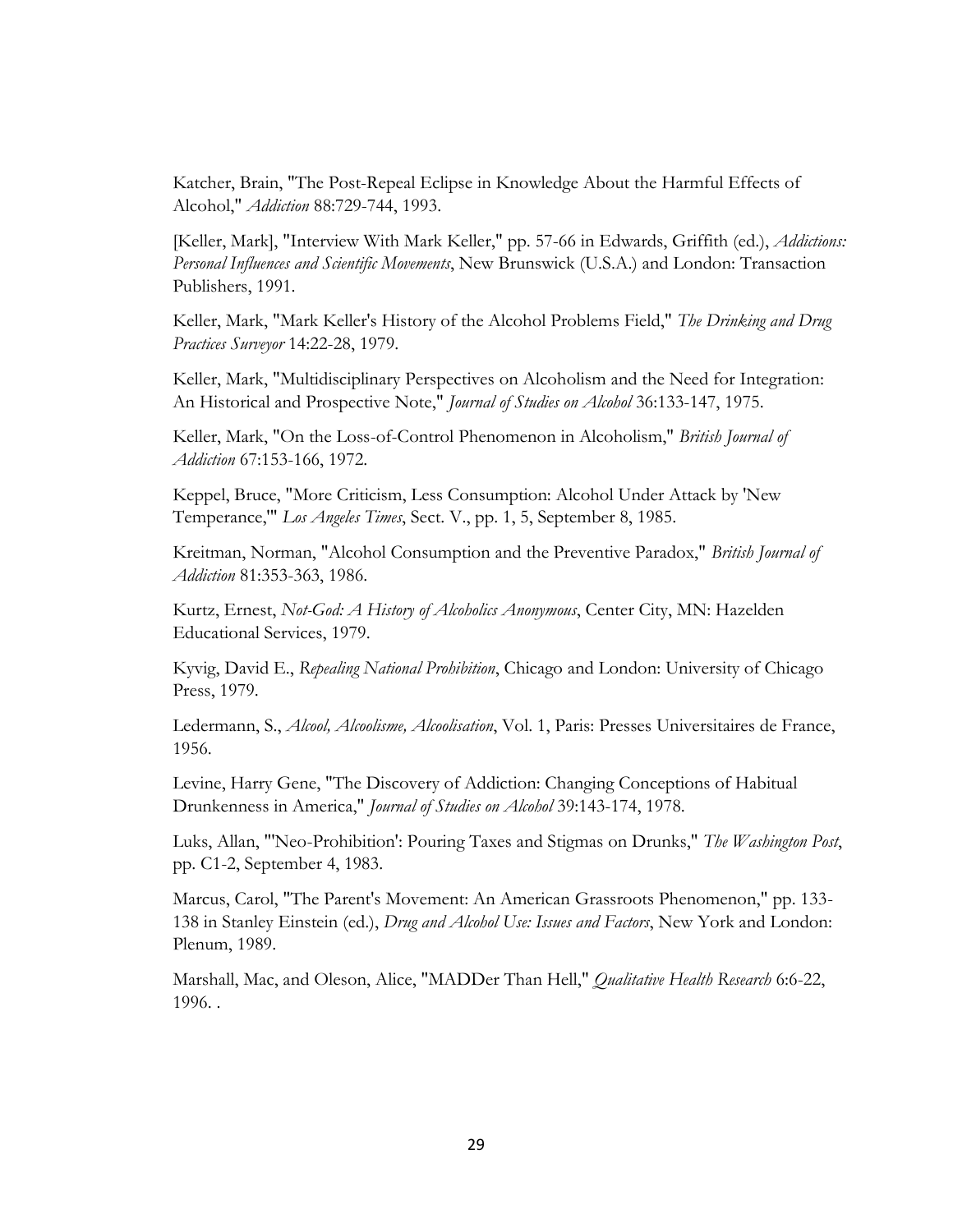Katcher, Brain, "The Post-Repeal Eclipse in Knowledge About the Harmful Effects of Alcohol," *Addiction* 88:729-744, 1993.

[Keller, Mark], "Interview With Mark Keller," pp. 57-66 in Edwards, Griffith (ed.), *Addictions: Personal Influences and Scientific Movements*, New Brunswick (U.S.A.) and London: Transaction Publishers, 1991.

Keller, Mark, "Mark Keller's History of the Alcohol Problems Field," *The Drinking and Drug Practices Surveyor* 14:22-28, 1979.

Keller, Mark, "Multidisciplinary Perspectives on Alcoholism and the Need for Integration: An Historical and Prospective Note," *Journal of Studies on Alcohol* 36:133-147, 1975.

Keller, Mark, "On the Loss-of-Control Phenomenon in Alcoholism," *British Journal of Addiction* 67:153-166, 1972.

Keppel, Bruce, "More Criticism, Less Consumption: Alcohol Under Attack by 'New Temperance,'" *Los Angeles Times*, Sect. V., pp. 1, 5, September 8, 1985.

Kreitman, Norman, "Alcohol Consumption and the Preventive Paradox," *British Journal of Addiction* 81:353-363, 1986.

Kurtz, Ernest, *Not-God: A History of Alcoholics Anonymous*, Center City, MN: Hazelden Educational Services, 1979.

Kyvig, David E., *Repealing National Prohibition*, Chicago and London: University of Chicago Press, 1979.

Ledermann, S., *Alcool, Alcoolisme, Alcoolisation*, Vol. 1, Paris: Presses Universitaires de France, 1956.

Levine, Harry Gene, "The Discovery of Addiction: Changing Conceptions of Habitual Drunkenness in America," *Journal of Studies on Alcohol* 39:143-174, 1978.

Luks, Allan, "'Neo-Prohibition': Pouring Taxes and Stigmas on Drunks," *The Washington Post*, pp. C1-2, September 4, 1983.

Marcus, Carol, "The Parent's Movement: An American Grassroots Phenomenon," pp. 133-138 in Stanley Einstein (ed.), *Drug and Alcohol Use: Issues and Factors*, New York and London: Plenum, 1989.

Marshall, Mac, and Oleson, Alice, "MADDer Than Hell," *Qualitative Health Research* 6:6-22, 1996. .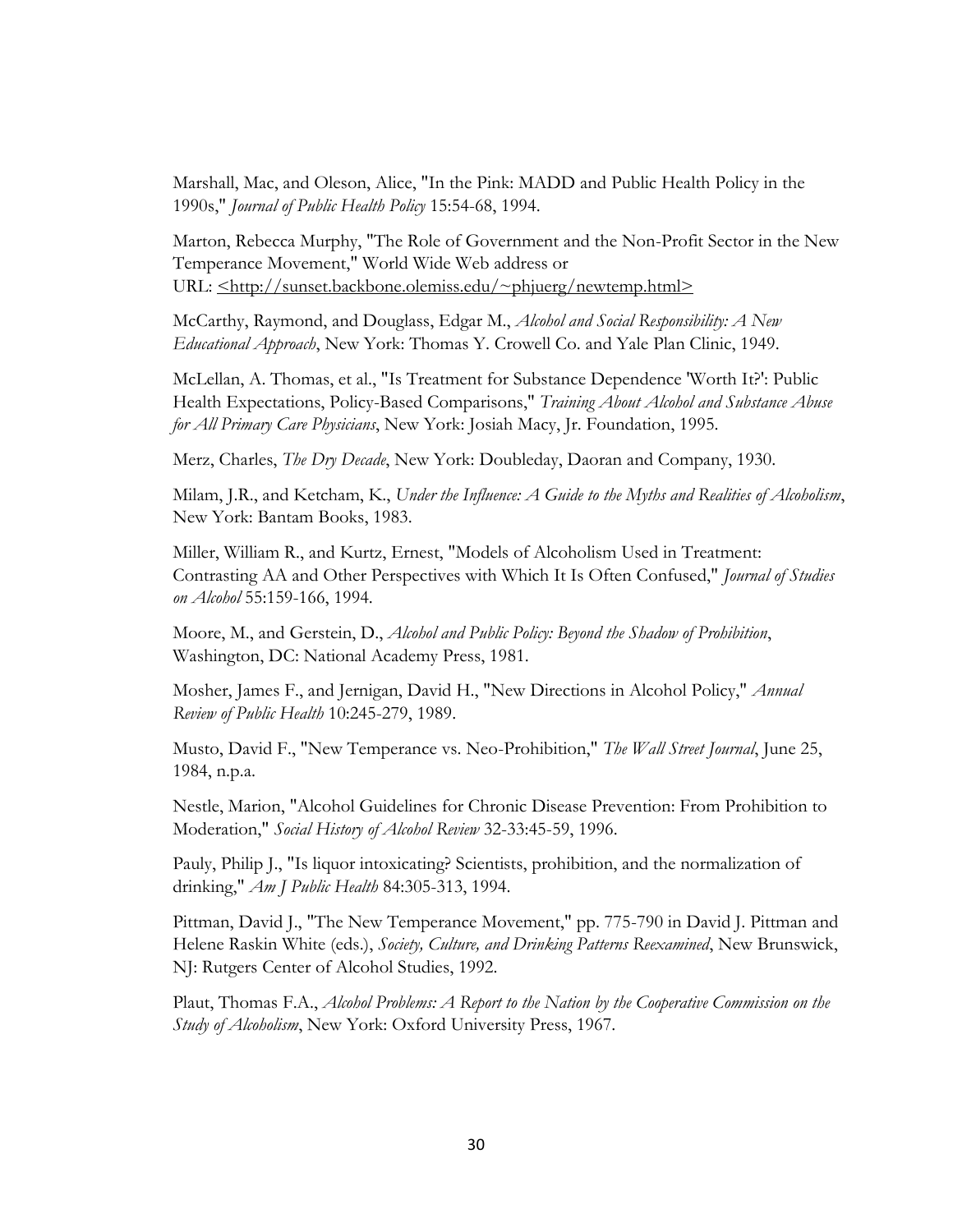Marshall, Mac, and Oleson, Alice, "In the Pink: MADD and Public Health Policy in the 1990s," *Journal of Public Health Policy* 15:54-68, 1994.

Marton, Rebecca Murphy, "The Role of Government and the Non-Profit Sector in the New Temperance Movement," World Wide Web address or URL: <http://sunset.backbone.olemiss.edu/~phjuerg/newtemp.html>

McCarthy, Raymond, and Douglass, Edgar M., *Alcohol and Social Responsibility: A New Educational Approach*, New York: Thomas Y. Crowell Co. and Yale Plan Clinic, 1949.

McLellan, A. Thomas, et al., "Is Treatment for Substance Dependence 'Worth It?': Public Health Expectations, Policy-Based Comparisons," *Training About Alcohol and Substance Abuse for All Primary Care Physicians*, New York: Josiah Macy, Jr. Foundation, 1995.

Merz, Charles, *The Dry Decade*, New York: Doubleday, Daoran and Company, 1930.

Milam, J.R., and Ketcham, K., *Under the Influence: A Guide to the Myths and Realities of Alcoholism*, New York: Bantam Books, 1983.

Miller, William R., and Kurtz, Ernest, "Models of Alcoholism Used in Treatment: Contrasting AA and Other Perspectives with Which It Is Often Confused," *Journal of Studies on Alcohol* 55:159-166, 1994.

Moore, M., and Gerstein, D., *Alcohol and Public Policy: Beyond the Shadow of Prohibition*, Washington, DC: National Academy Press, 1981.

Mosher, James F., and Jernigan, David H., "New Directions in Alcohol Policy," *Annual Review of Public Health* 10:245-279, 1989.

Musto, David F., "New Temperance vs. Neo-Prohibition," *The Wall Street Journal*, June 25, 1984, n.p.a.

Nestle, Marion, "Alcohol Guidelines for Chronic Disease Prevention: From Prohibition to Moderation," *Social History of Alcohol Review* 32-33:45-59, 1996.

Pauly, Philip J., "Is liquor intoxicating? Scientists, prohibition, and the normalization of drinking," *Am J Public Health* 84:305-313, 1994.

Pittman, David J., "The New Temperance Movement," pp. 775-790 in David J. Pittman and Helene Raskin White (eds.), *Society, Culture, and Drinking Patterns Reexamined*, New Brunswick, NJ: Rutgers Center of Alcohol Studies, 1992.

Plaut, Thomas F.A., *Alcohol Problems: A Report to the Nation by the Cooperative Commission on the Study of Alcoholism*, New York: Oxford University Press, 1967.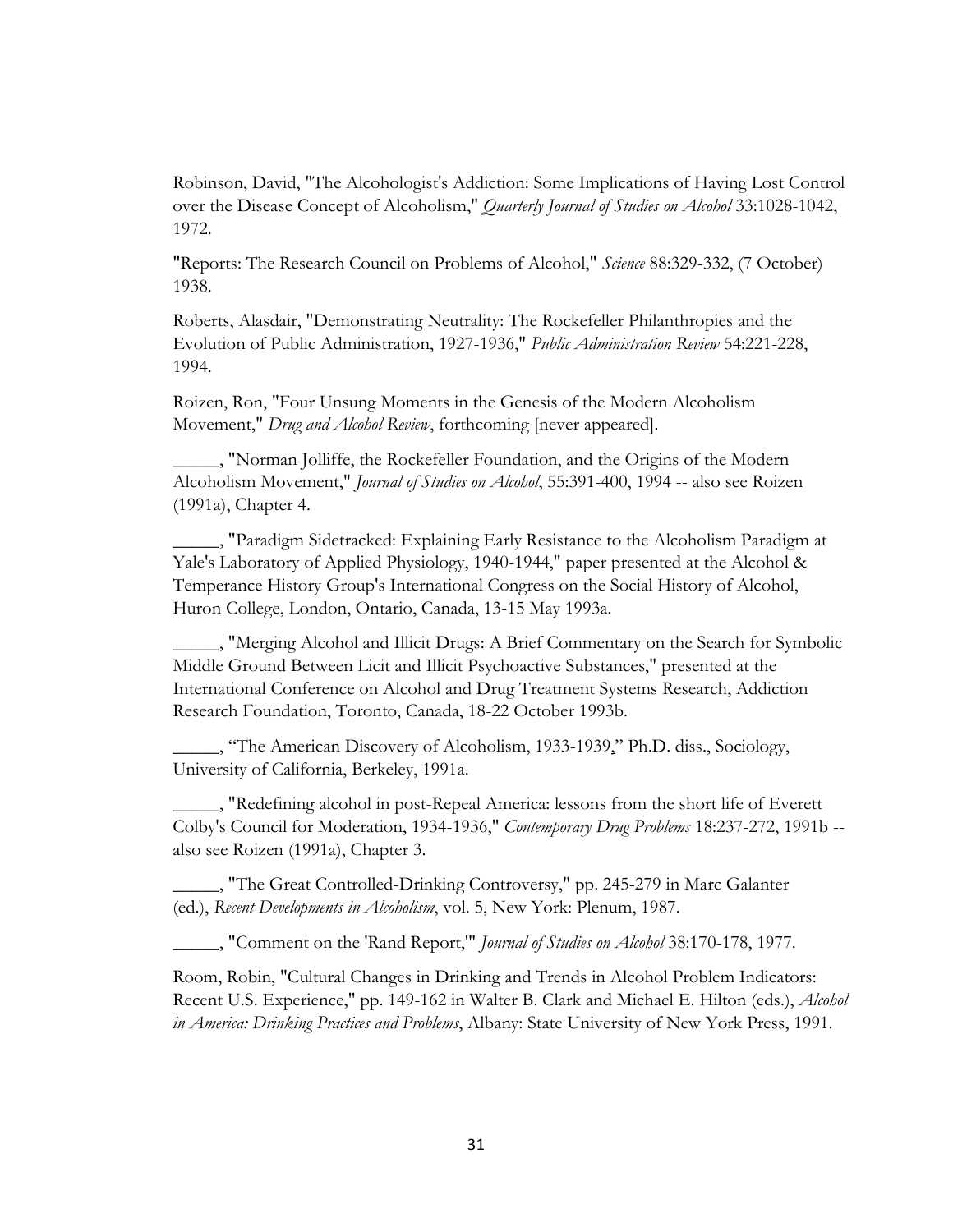Robinson, David, "The Alcohologist's Addiction: Some Implications of Having Lost Control over the Disease Concept of Alcoholism," *Quarterly Journal of Studies on Alcohol* 33:1028-1042, 1972.

"Reports: The Research Council on Problems of Alcohol," *Science* 88:329-332, (7 October) 1938.

Roberts, Alasdair, "Demonstrating Neutrality: The Rockefeller Philanthropies and the Evolution of Public Administration, 1927-1936," *Public Administration Review* 54:221-228, 1994.

Roizen, Ron, "Four Unsung Moments in the Genesis of the Modern Alcoholism Movement," *Drug and Alcohol Review*, forthcoming [never appeared].

_____, "Norman Jolliffe, the Rockefeller Foundation, and the Origins of the Modern Alcoholism Movement," *Journal of Studies on Alcohol*, 55:391-400, 1994 -- also see Roizen (1991a), Chapter 4.

_____, "Paradigm Sidetracked: Explaining Early Resistance to the Alcoholism Paradigm at Yale's Laboratory of Applied Physiology, 1940-1944," paper presented at the Alcohol & Temperance History Group's International Congress on the Social History of Alcohol, Huron College, London, Ontario, Canada, 13-15 May 1993a.

_____, "Merging Alcohol and Illicit Drugs: A Brief Commentary on the Search for Symbolic Middle Ground Between Licit and Illicit Psychoactive Substances," presented at the International Conference on Alcohol and Drug Treatment Systems Research, Addiction Research Foundation, Toronto, Canada, 18-22 October 1993b.

_____, "The American Discovery of Alcoholism, 1933-1939," Ph.D. diss., Sociology, University of California, Berkeley, 1991a.

_____, "Redefining alcohol in post-Repeal America: lessons from the short life of Everett Colby's Council for Moderation, 1934-1936," *Contemporary Drug Problems* 18:237-272, 1991b -- also see Roizen (1991a), Chapter 3.

_____, "The Great Controlled-Drinking Controversy," pp. 245-279 in Marc Galanter (ed.), *Recent Developments in Alcoholism*, vol. 5, New York: Plenum, 1987.

_____, "Comment on the 'Rand Report,'" *Journal of Studies on Alcohol* 38:170-178, 1977.

Room, Robin, "Cultural Changes in Drinking and Trends in Alcohol Problem Indicators: Recent U.S. Experience," pp. 149-162 in Walter B. Clark and Michael E. Hilton (eds.), *Alcohol in America: Drinking Practices and Problems*, Albany: State University of New York Press, 1991.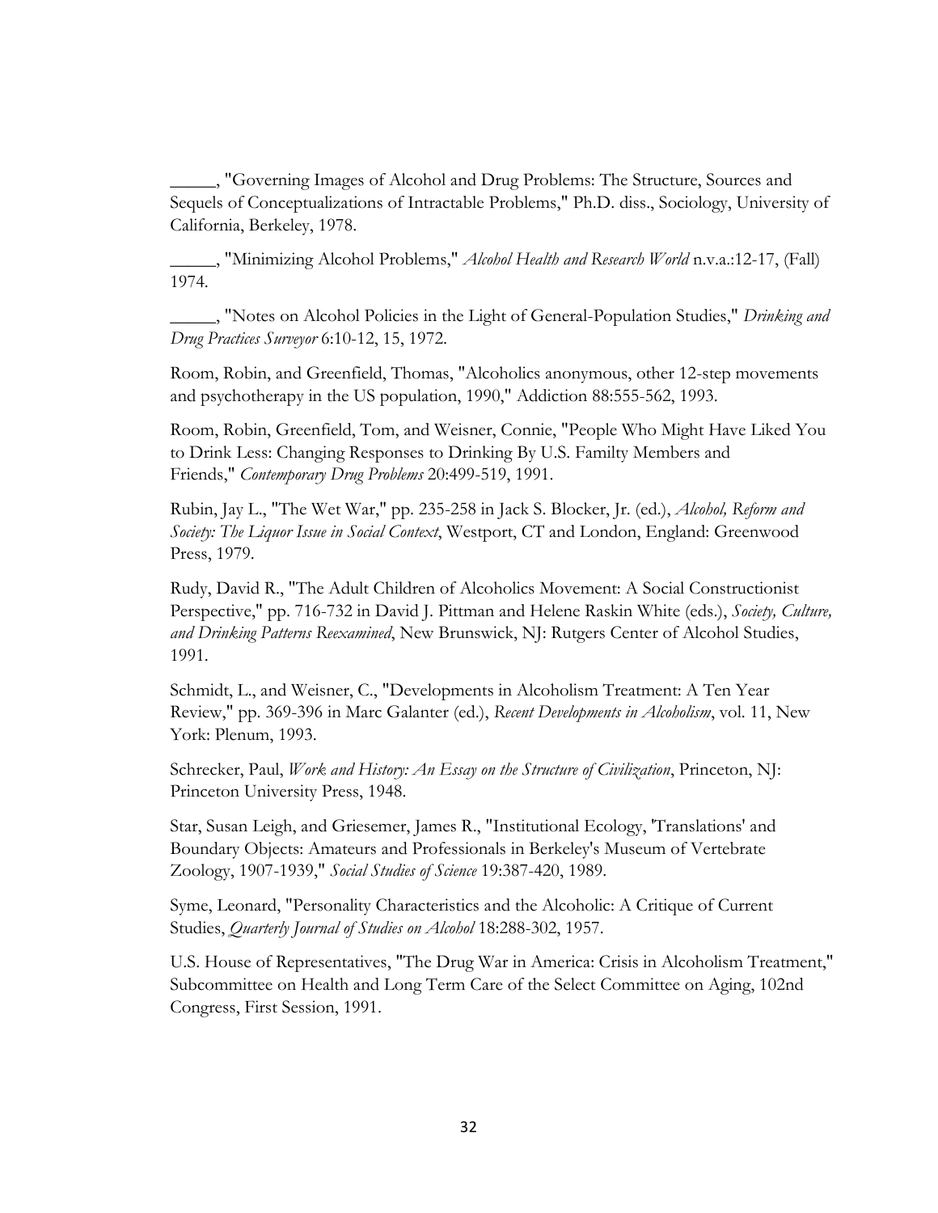_____, "Governing Images of Alcohol and Drug Problems: The Structure, Sources and Sequels of Conceptualizations of Intractable Problems," Ph.D. diss., Sociology, University of California, Berkeley, 1978.

_____, "Minimizing Alcohol Problems," *Alcohol Health and Research World* n.v.a.:12-17, (Fall) 1974.

_____, "Notes on Alcohol Policies in the Light of General-Population Studies," *Drinking and Drug Practices Surveyor* 6:10-12, 15, 1972.

Room, Robin, and Greenfield, Thomas, "Alcoholics anonymous, other 12-step movements and psychotherapy in the US population, 1990," Addiction 88:555-562, 1993.

Room, Robin, Greenfield, Tom, and Weisner, Connie, "People Who Might Have Liked You to Drink Less: Changing Responses to Drinking By U.S. Familty Members and Friends," *Contemporary Drug Problems* 20:499-519, 1991.

Rubin, Jay L., "The Wet War," pp. 235-258 in Jack S. Blocker, Jr. (ed.), *Alcohol, Reform and Society: The Liquor Issue in Social Context*, Westport, CT and London, England: Greenwood Press, 1979.

Rudy, David R., "The Adult Children of Alcoholics Movement: A Social Constructionist Perspective," pp. 716-732 in David J. Pittman and Helene Raskin White (eds.), *Society, Culture, and Drinking Patterns Reexamined*, New Brunswick, NJ: Rutgers Center of Alcohol Studies, 1991.

Schmidt, L., and Weisner, C., "Developments in Alcoholism Treatment: A Ten Year Review," pp. 369-396 in Marc Galanter (ed.), *Recent Developments in Alcoholism*, vol. 11, New York: Plenum, 1993.

Schrecker, Paul, *Work and History: An Essay on the Structure of Civilization*, Princeton, NJ: Princeton University Press, 1948.

Star, Susan Leigh, and Griesemer, James R., "Institutional Ecology, 'Translations' and Boundary Objects: Amateurs and Professionals in Berkeley's Museum of Vertebrate Zoology, 1907-1939," *Social Studies of Science* 19:387-420, 1989.

Syme, Leonard, "Personality Characteristics and the Alcoholic: A Critique of Current Studies, *Quarterly Journal of Studies on Alcohol* 18:288-302, 1957.

U.S. House of Representatives, "The Drug War in America: Crisis in Alcoholism Treatment," Subcommittee on Health and Long Term Care of the Select Committee on Aging, 102nd Congress, First Session, 1991.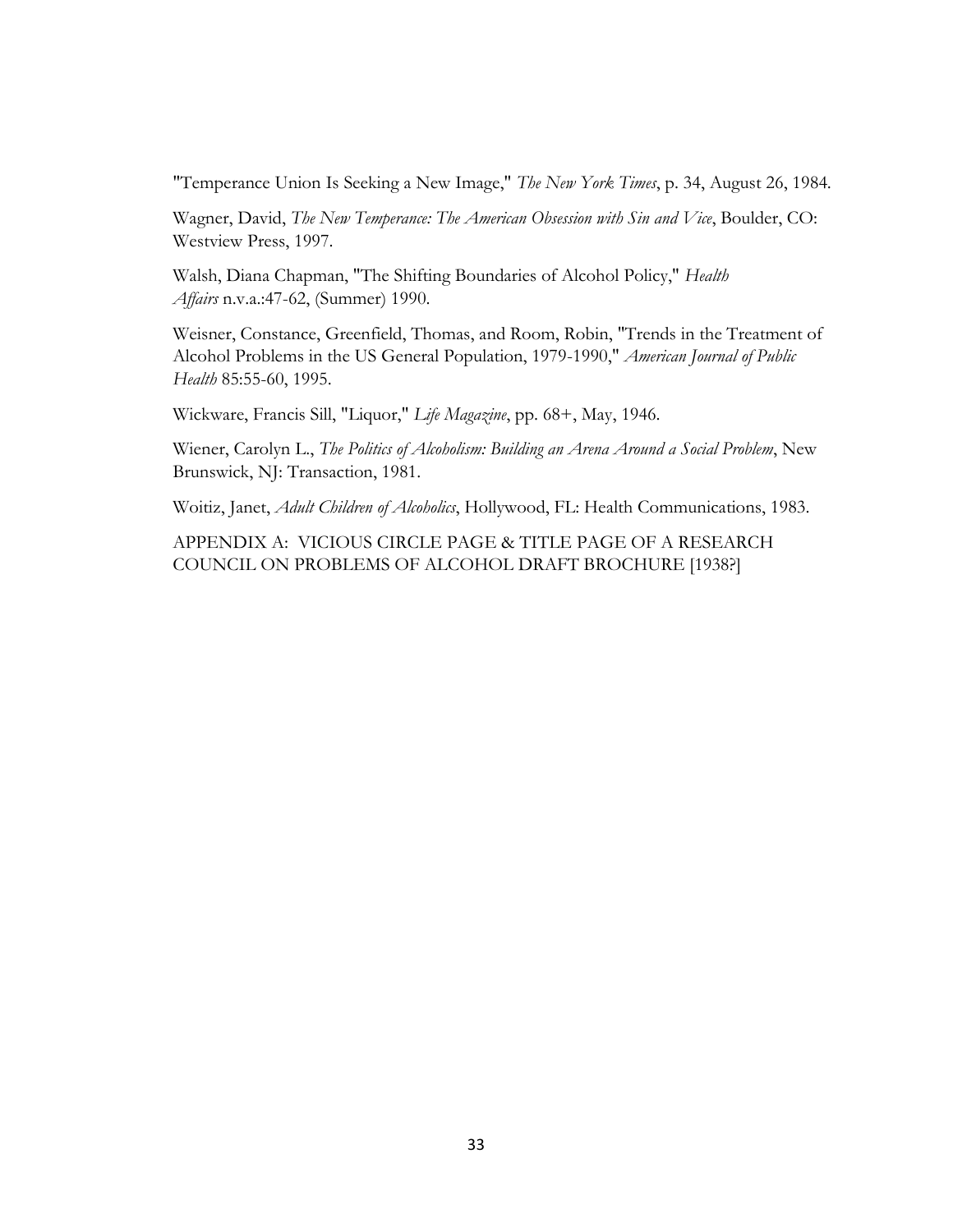"Temperance Union Is Seeking a New Image," *The New York Times*, p. 34, August 26, 1984.

Wagner, David, *The New Temperance: The American Obsession with Sin and Vice*, Boulder, CO: Westview Press, 1997.

Walsh, Diana Chapman, "The Shifting Boundaries of Alcohol Policy," *Health Affairs* n.v.a.:47-62, (Summer) 1990.

Weisner, Constance, Greenfield, Thomas, and Room, Robin, "Trends in the Treatment of Alcohol Problems in the US General Population, 1979-1990," *American Journal of Public Health* 85:55-60, 1995.

Wickware, Francis Sill, "Liquor," *Life Magazine*, pp. 68+, May, 1946.

Wiener, Carolyn L., *The Politics of Alcoholism: Building an Arena Around a Social Problem*, New Brunswick, NJ: Transaction, 1981.

Woitiz, Janet, *Adult Children of Alcoholics*, Hollywood, FL: Health Communications, 1983.

APPENDIX A: VICIOUS CIRCLE PAGE & TITLE PAGE OF A RESEARCH COUNCIL ON PROBLEMS OF ALCOHOL DRAFT BROCHURE [1938?]